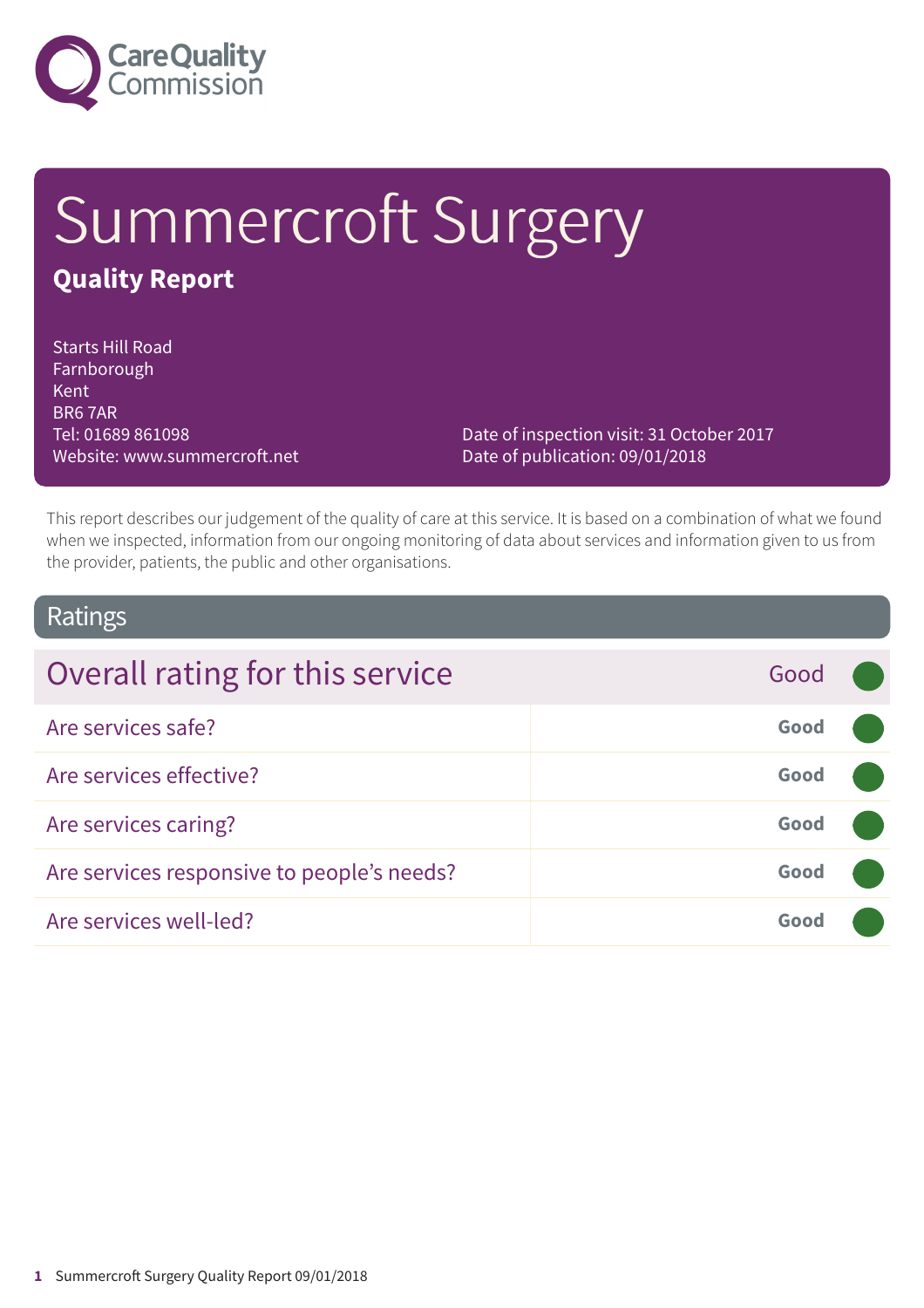Care Quality Commission

# Summercroft Surgery

**Quality Report**

Starts Hill Road
Farnborough
Kent
BR6 7AR
Tel: 01689 861098
Website: www.summercroft.net

Date of inspection visit: 31 October 2017
Date of publication: 09/01/2018

This report describes our judgement of the quality of care at this service. It is based on a combination of what we found when we inspected, information from our ongoing monitoring of data about services and information given to us from the provider, patients, the public and other organisations.

## Ratings

| Overall rating for this service | Good |
|---|---|
| Are services safe? | **Good** |
| Are services effective? | **Good** |
| Are services caring? | **Good** |
| Are services responsive to people's needs? | **Good** |
| Are services well-led? | **Good** |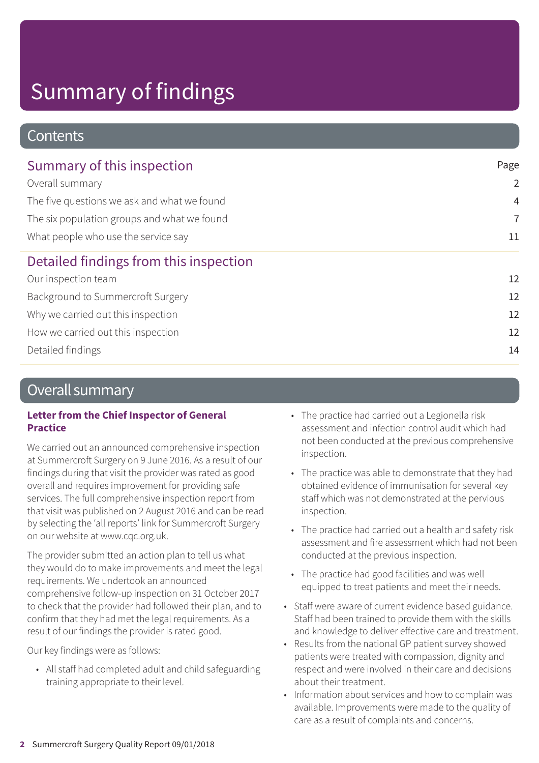# Summary of findings

## Contents

### Summary of this inspection

| | Page |
|---|---|
| Overall summary | 2 |
| The five questions we ask and what we found | 4 |
| The six population groups and what we found | 7 |
| What people who use the service say | 11 |

### Detailed findings from this inspection

| | |
|---|---|
| Our inspection team | 12 |
| Background to Summercroft Surgery | 12 |
| Why we carried out this inspection | 12 |
| How we carried out this inspection | 12 |
| Detailed findings | 14 |

## Overall summary

**Letter from the Chief Inspector of General Practice**

We carried out an announced comprehensive inspection at Summercroft Surgery on 9 June 2016. As a result of our findings during that visit the provider was rated as good overall and requires improvement for providing safe services. The full comprehensive inspection report from that visit was published on 2 August 2016 and can be read by selecting the 'all reports' link for Summercroft Surgery on our website at www.cqc.org.uk.

The provider submitted an action plan to tell us what they would do to make improvements and meet the legal requirements. We undertook an announced comprehensive follow-up inspection on 31 October 2017 to check that the provider had followed their plan, and to confirm that they had met the legal requirements. As a result of our findings the provider is rated good.

Our key findings were as follows:

- All staff had completed adult and child safeguarding training appropriate to their level.
- The practice had carried out a Legionella risk assessment and infection control audit which had not been conducted at the previous comprehensive inspection.
- The practice was able to demonstrate that they had obtained evidence of immunisation for several key staff which was not demonstrated at the pervious inspection.
- The practice had carried out a health and safety risk assessment and fire assessment which had not been conducted at the previous inspection.
- The practice had good facilities and was well equipped to treat patients and meet their needs.
- Staff were aware of current evidence based guidance. Staff had been trained to provide them with the skills and knowledge to deliver effective care and treatment.
- Results from the national GP patient survey showed patients were treated with compassion, dignity and respect and were involved in their care and decisions about their treatment.
- Information about services and how to complain was available. Improvements were made to the quality of care as a result of complaints and concerns.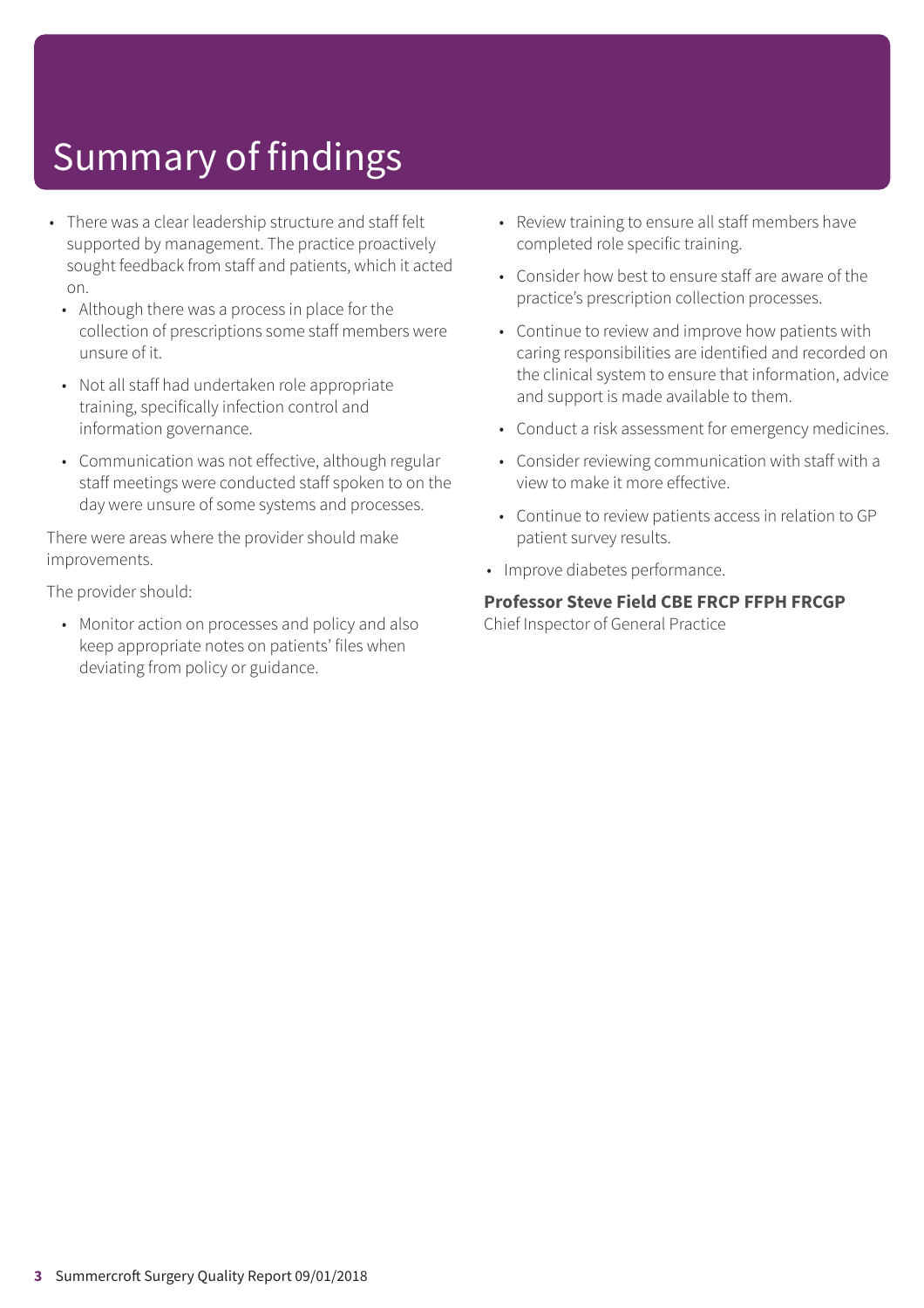# Summary of findings

- There was a clear leadership structure and staff felt supported by management. The practice proactively sought feedback from staff and patients, which it acted on.
  - Although there was a process in place for the collection of prescriptions some staff members were unsure of it.
  - Not all staff had undertaken role appropriate training, specifically infection control and information governance.
  - Communication was not effective, although regular staff meetings were conducted staff spoken to on the day were unsure of some systems and processes.

There were areas where the provider should make improvements.

The provider should:

- Monitor action on processes and policy and also keep appropriate notes on patients' files when deviating from policy or guidance.
- Review training to ensure all staff members have completed role specific training.
- Consider how best to ensure staff are aware of the practice's prescription collection processes.
- Continue to review and improve how patients with caring responsibilities are identified and recorded on the clinical system to ensure that information, advice and support is made available to them.
- Conduct a risk assessment for emergency medicines.
- Consider reviewing communication with staff with a view to make it more effective.
- Continue to review patients access in relation to GP patient survey results.
- Improve diabetes performance.

**Professor Steve Field CBE FRCP FFPH FRCGP**
Chief Inspector of General Practice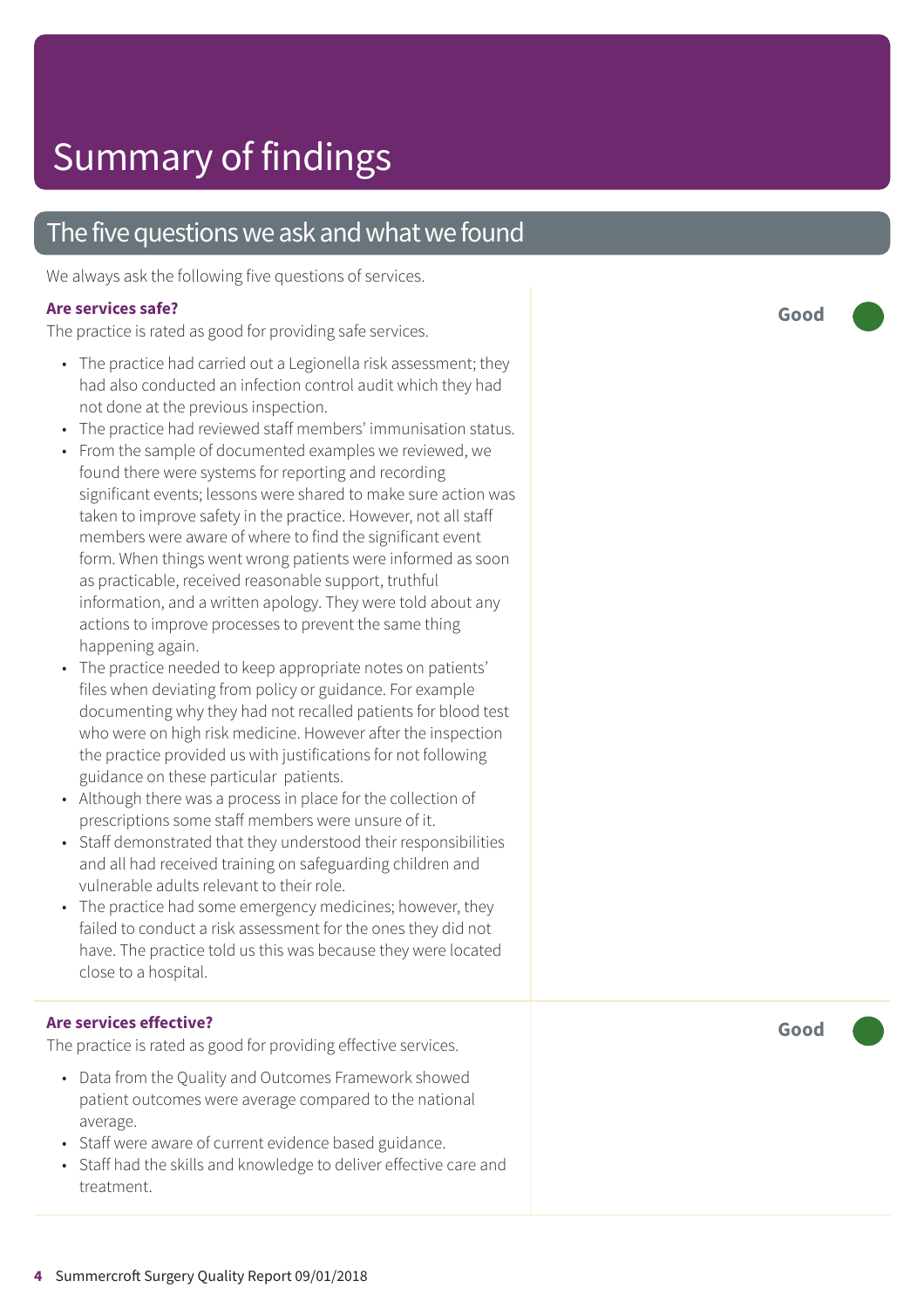# Summary of findings

## The five questions we ask and what we found

We always ask the following five questions of services.

### Are services safe?

**Good**

The practice is rated as good for providing safe services.

- The practice had carried out a Legionella risk assessment; they had also conducted an infection control audit which they had not done at the previous inspection.
- The practice had reviewed staff members' immunisation status.
- From the sample of documented examples we reviewed, we found there were systems for reporting and recording significant events; lessons were shared to make sure action was taken to improve safety in the practice. However, not all staff members were aware of where to find the significant event form. When things went wrong patients were informed as soon as practicable, received reasonable support, truthful information, and a written apology. They were told about any actions to improve processes to prevent the same thing happening again.
- The practice needed to keep appropriate notes on patients' files when deviating from policy or guidance. For example documenting why they had not recalled patients for blood test who were on high risk medicine. However after the inspection the practice provided us with justifications for not following guidance on these particular patients.
- Although there was a process in place for the collection of prescriptions some staff members were unsure of it.
- Staff demonstrated that they understood their responsibilities and all had received training on safeguarding children and vulnerable adults relevant to their role.
- The practice had some emergency medicines; however, they failed to conduct a risk assessment for the ones they did not have. The practice told us this was because they were located close to a hospital.

### Are services effective?

**Good**

The practice is rated as good for providing effective services.

- Data from the Quality and Outcomes Framework showed patient outcomes were average compared to the national average.
- Staff were aware of current evidence based guidance.
- Staff had the skills and knowledge to deliver effective care and treatment.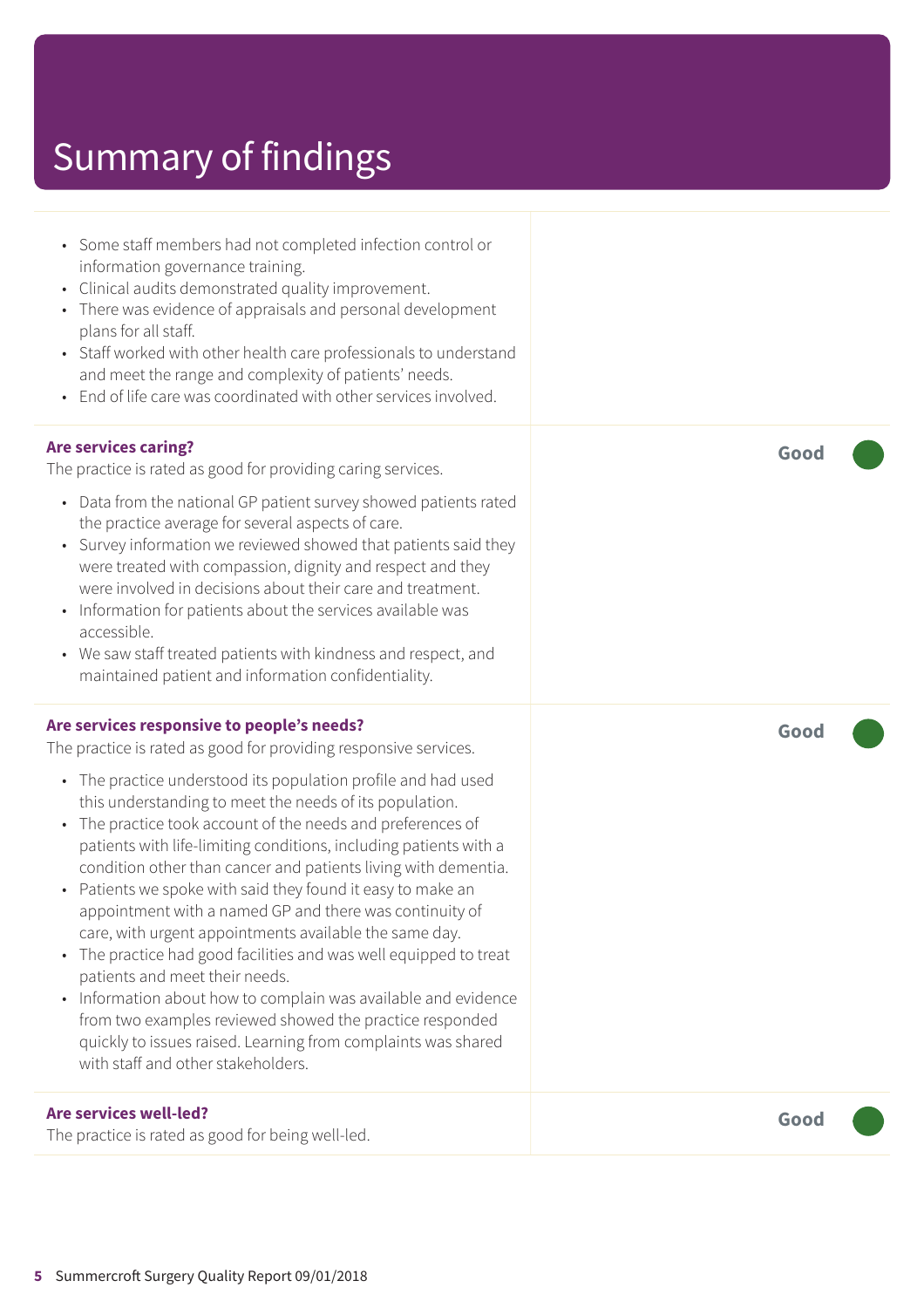# Summary of findings

- Some staff members had not completed infection control or information governance training.
- Clinical audits demonstrated quality improvement.
- There was evidence of appraisals and personal development plans for all staff.
- Staff worked with other health care professionals to understand and meet the range and complexity of patients' needs.
- End of life care was coordinated with other services involved.

**Are services caring?** — **Good**

The practice is rated as good for providing caring services.

- Data from the national GP patient survey showed patients rated the practice average for several aspects of care.
- Survey information we reviewed showed that patients said they were treated with compassion, dignity and respect and they were involved in decisions about their care and treatment.
- Information for patients about the services available was accessible.
- We saw staff treated patients with kindness and respect, and maintained patient and information confidentiality.

**Are services responsive to people's needs?** — **Good**

The practice is rated as good for providing responsive services.

- The practice understood its population profile and had used this understanding to meet the needs of its population.
- The practice took account of the needs and preferences of patients with life-limiting conditions, including patients with a condition other than cancer and patients living with dementia.
- Patients we spoke with said they found it easy to make an appointment with a named GP and there was continuity of care, with urgent appointments available the same day.
- The practice had good facilities and was well equipped to treat patients and meet their needs.
- Information about how to complain was available and evidence from two examples reviewed showed the practice responded quickly to issues raised. Learning from complaints was shared with staff and other stakeholders.

**Are services well-led?** — **Good**

The practice is rated as good for being well-led.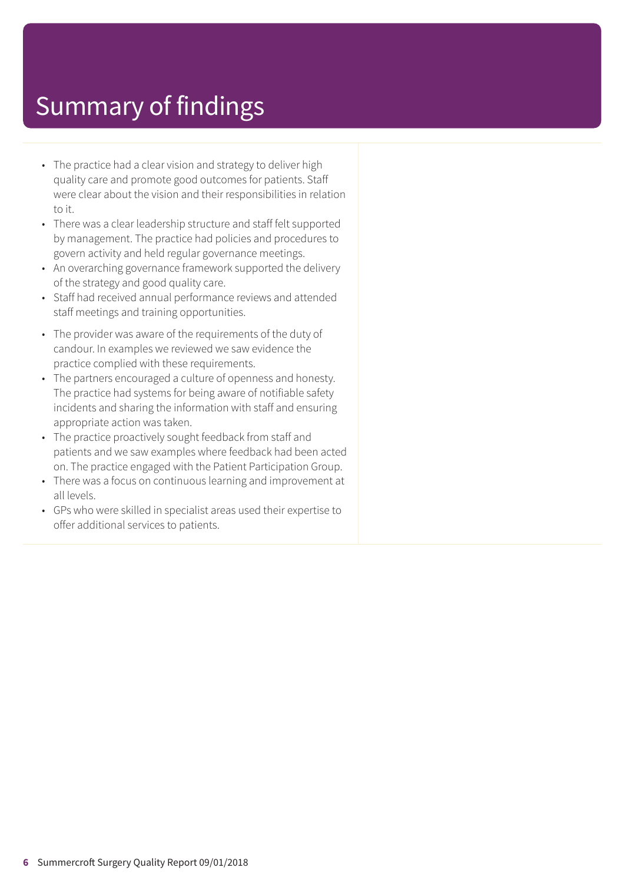# Summary of findings

- The practice had a clear vision and strategy to deliver high quality care and promote good outcomes for patients. Staff were clear about the vision and their responsibilities in relation to it.
- There was a clear leadership structure and staff felt supported by management. The practice had policies and procedures to govern activity and held regular governance meetings.
- An overarching governance framework supported the delivery of the strategy and good quality care.
- Staff had received annual performance reviews and attended staff meetings and training opportunities.
- The provider was aware of the requirements of the duty of candour. In examples we reviewed we saw evidence the practice complied with these requirements.
- The partners encouraged a culture of openness and honesty. The practice had systems for being aware of notifiable safety incidents and sharing the information with staff and ensuring appropriate action was taken.
- The practice proactively sought feedback from staff and patients and we saw examples where feedback had been acted on. The practice engaged with the Patient Participation Group.
- There was a focus on continuous learning and improvement at all levels.
- GPs who were skilled in specialist areas used their expertise to offer additional services to patients.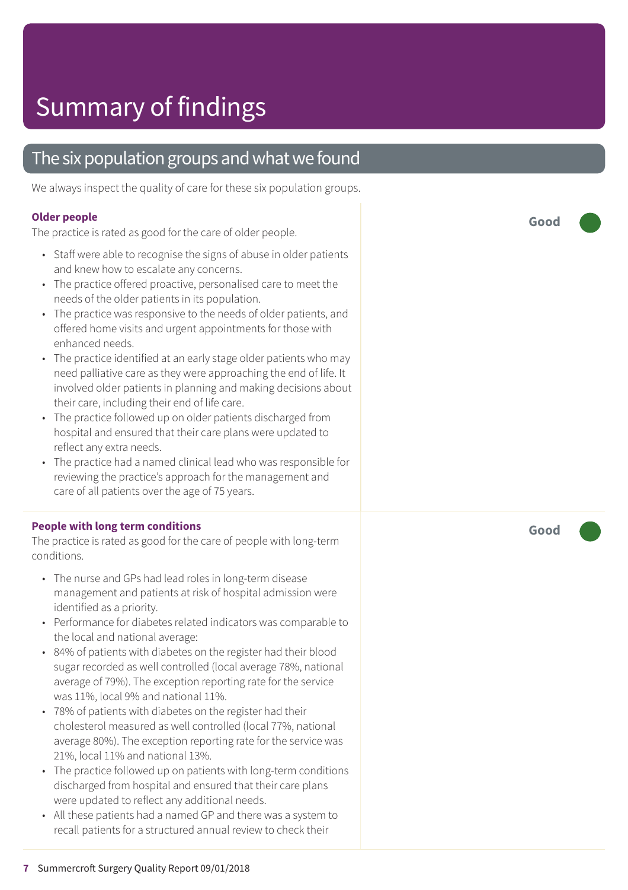# Summary of findings

## The six population groups and what we found

We always inspect the quality of care for these six population groups.

### Older people

**Good**

The practice is rated as good for the care of older people.

- Staff were able to recognise the signs of abuse in older patients and knew how to escalate any concerns.
- The practice offered proactive, personalised care to meet the needs of the older patients in its population.
- The practice was responsive to the needs of older patients, and offered home visits and urgent appointments for those with enhanced needs.
- The practice identified at an early stage older patients who may need palliative care as they were approaching the end of life. It involved older patients in planning and making decisions about their care, including their end of life care.
- The practice followed up on older patients discharged from hospital and ensured that their care plans were updated to reflect any extra needs.
- The practice had a named clinical lead who was responsible for reviewing the practice's approach for the management and care of all patients over the age of 75 years.

### People with long term conditions

**Good**

The practice is rated as good for the care of people with long-term conditions.

- The nurse and GPs had lead roles in long-term disease management and patients at risk of hospital admission were identified as a priority.
- Performance for diabetes related indicators was comparable to the local and national average:
- 84% of patients with diabetes on the register had their blood sugar recorded as well controlled (local average 78%, national average of 79%). The exception reporting rate for the service was 11%, local 9% and national 11%.
- 78% of patients with diabetes on the register had their cholesterol measured as well controlled (local 77%, national average 80%). The exception reporting rate for the service was 21%, local 11% and national 13%.
- The practice followed up on patients with long-term conditions discharged from hospital and ensured that their care plans were updated to reflect any additional needs.
- All these patients had a named GP and there was a system to recall patients for a structured annual review to check their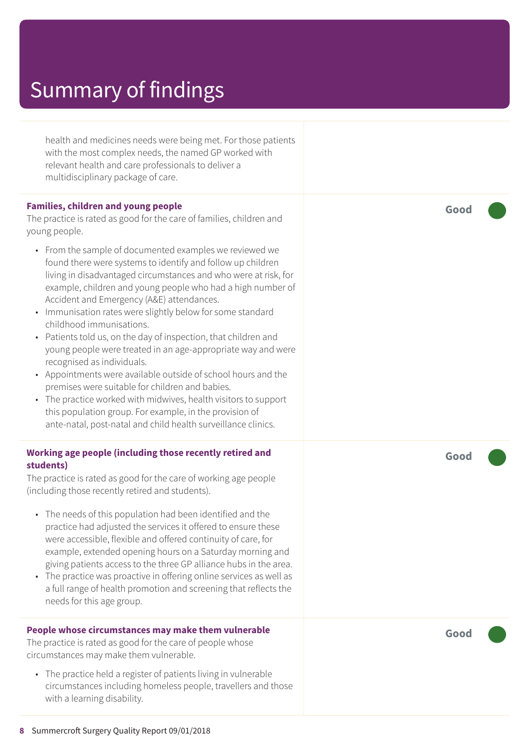# Summary of findings

health and medicines needs were being met. For those patients with the most complex needs, the named GP worked with relevant health and care professionals to deliver a multidisciplinary package of care.

**Families, children and young people** — **Good**

The practice is rated as good for the care of families, children and young people.

- From the sample of documented examples we reviewed we found there were systems to identify and follow up children living in disadvantaged circumstances and who were at risk, for example, children and young people who had a high number of Accident and Emergency (A&E) attendances.
- Immunisation rates were slightly below for some standard childhood immunisations.
- Patients told us, on the day of inspection, that children and young people were treated in an age-appropriate way and were recognised as individuals.
- Appointments were available outside of school hours and the premises were suitable for children and babies.
- The practice worked with midwives, health visitors to support this population group. For example, in the provision of ante-natal, post-natal and child health surveillance clinics.

**Working age people (including those recently retired and students)** — **Good**

The practice is rated as good for the care of working age people (including those recently retired and students).

- The needs of this population had been identified and the practice had adjusted the services it offered to ensure these were accessible, flexible and offered continuity of care, for example, extended opening hours on a Saturday morning and giving patients access to the three GP alliance hubs in the area.
- The practice was proactive in offering online services as well as a full range of health promotion and screening that reflects the needs for this age group.

**People whose circumstances may make them vulnerable** — **Good**

The practice is rated as good for the care of people whose circumstances may make them vulnerable.

- The practice held a register of patients living in vulnerable circumstances including homeless people, travellers and those with a learning disability.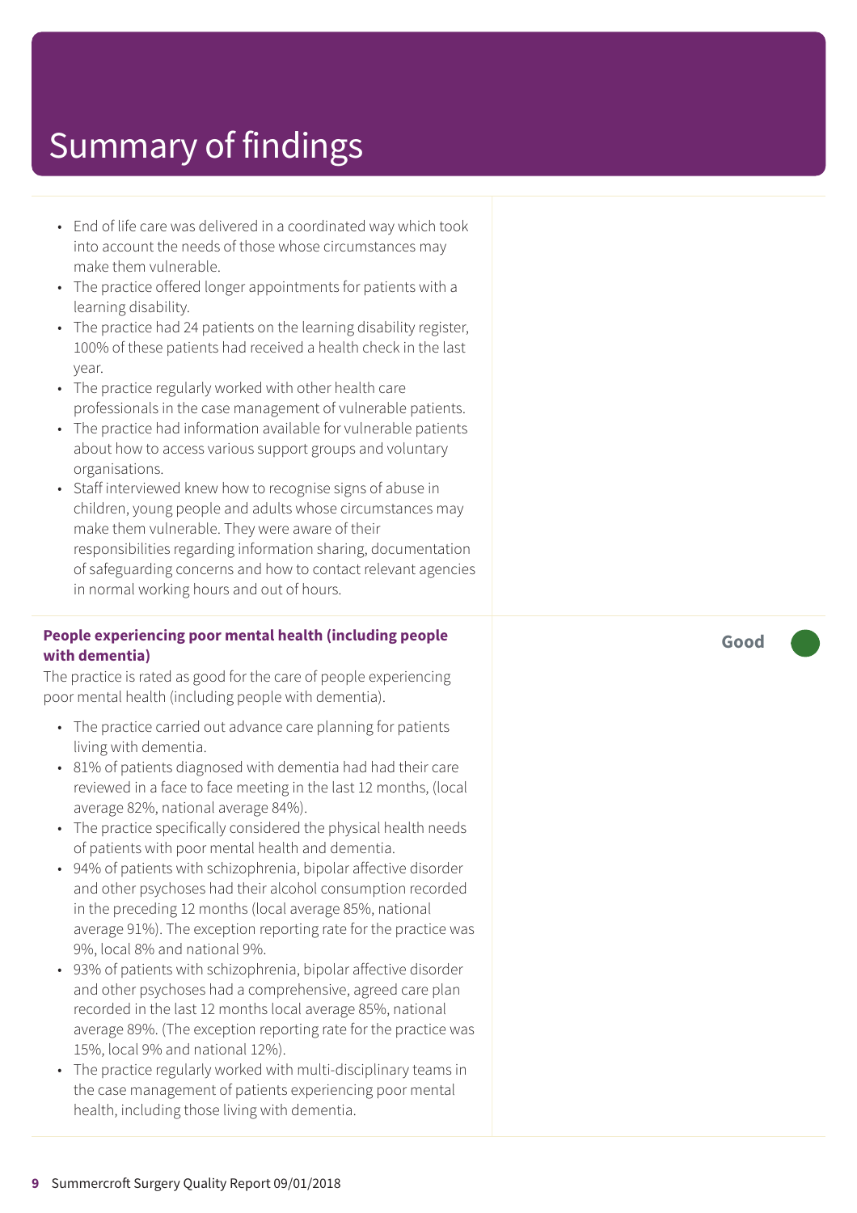# Summary of findings

- End of life care was delivered in a coordinated way which took into account the needs of those whose circumstances may make them vulnerable.
- The practice offered longer appointments for patients with a learning disability.
- The practice had 24 patients on the learning disability register, 100% of these patients had received a health check in the last year.
- The practice regularly worked with other health care professionals in the case management of vulnerable patients.
- The practice had information available for vulnerable patients about how to access various support groups and voluntary organisations.
- Staff interviewed knew how to recognise signs of abuse in children, young people and adults whose circumstances may make them vulnerable. They were aware of their responsibilities regarding information sharing, documentation of safeguarding concerns and how to contact relevant agencies in normal working hours and out of hours.

**People experiencing poor mental health (including people with dementia)** — **Good**

The practice is rated as good for the care of people experiencing poor mental health (including people with dementia).

- The practice carried out advance care planning for patients living with dementia.
- 81% of patients diagnosed with dementia had had their care reviewed in a face to face meeting in the last 12 months, (local average 82%, national average 84%).
- The practice specifically considered the physical health needs of patients with poor mental health and dementia.
- 94% of patients with schizophrenia, bipolar affective disorder and other psychoses had their alcohol consumption recorded in the preceding 12 months (local average 85%, national average 91%). The exception reporting rate for the practice was 9%, local 8% and national 9%.
- 93% of patients with schizophrenia, bipolar affective disorder and other psychoses had a comprehensive, agreed care plan recorded in the last 12 months local average 85%, national average 89%. (The exception reporting rate for the practice was 15%, local 9% and national 12%).
- The practice regularly worked with multi-disciplinary teams in the case management of patients experiencing poor mental health, including those living with dementia.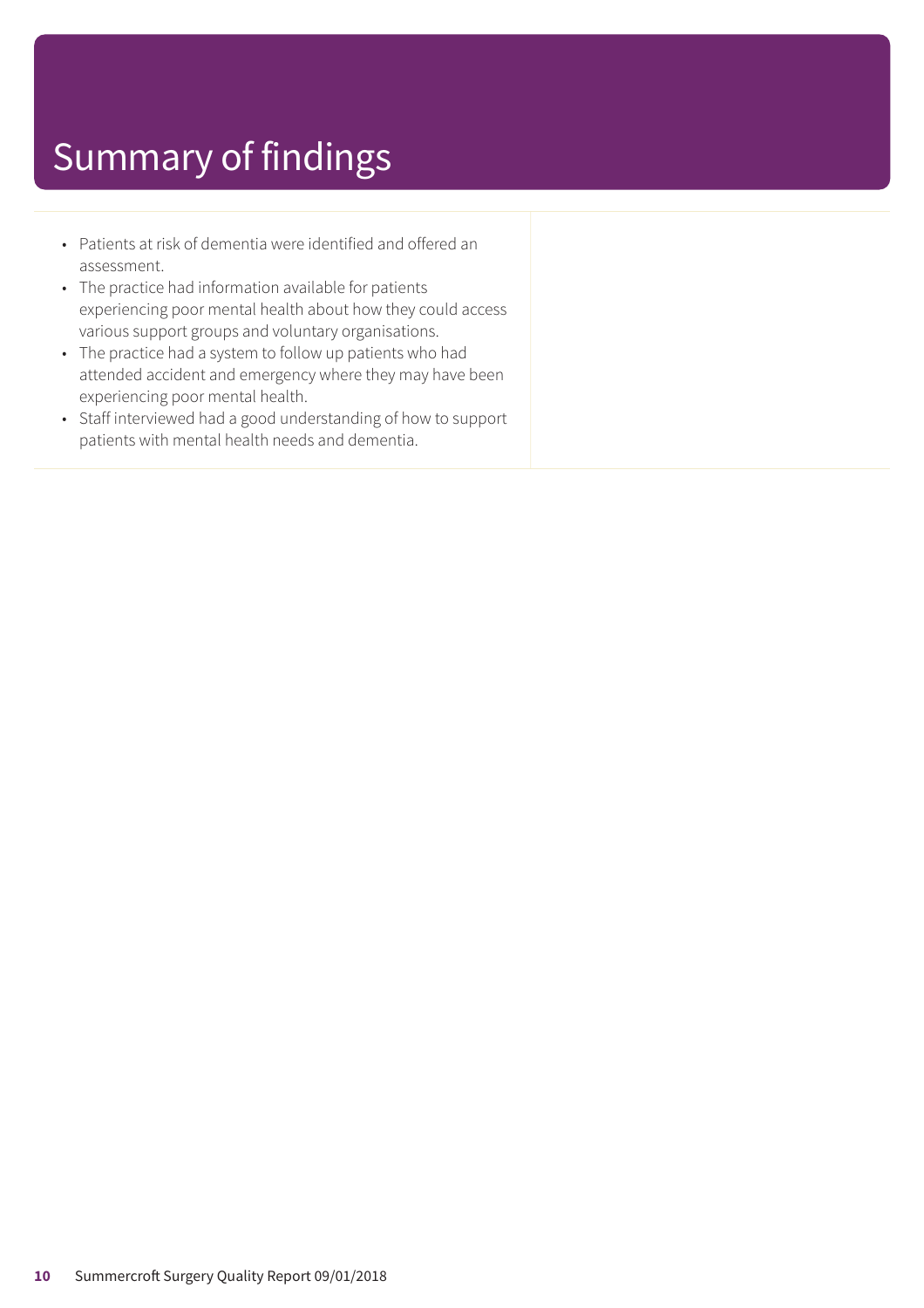# Summary of findings

- Patients at risk of dementia were identified and offered an assessment.
- The practice had information available for patients experiencing poor mental health about how they could access various support groups and voluntary organisations.
- The practice had a system to follow up patients who had attended accident and emergency where they may have been experiencing poor mental health.
- Staff interviewed had a good understanding of how to support patients with mental health needs and dementia.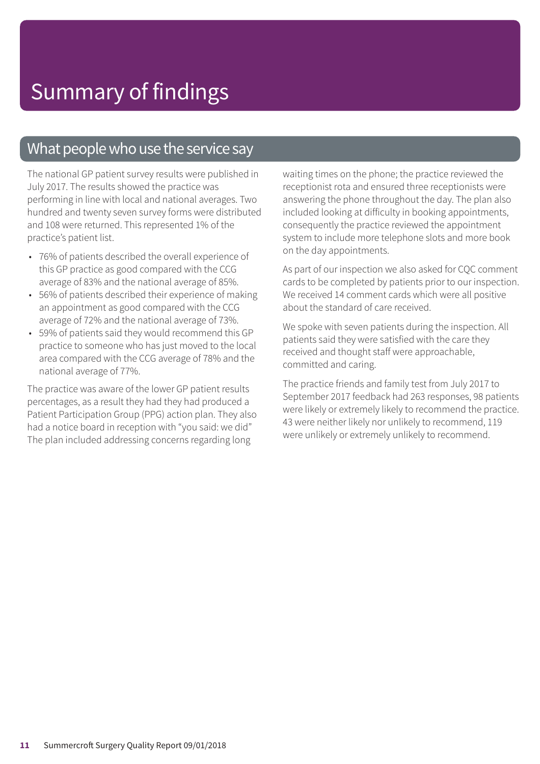# Summary of findings

## What people who use the service say

The national GP patient survey results were published in July 2017. The results showed the practice was performing in line with local and national averages. Two hundred and twenty seven survey forms were distributed and 108 were returned. This represented 1% of the practice's patient list.

- 76% of patients described the overall experience of this GP practice as good compared with the CCG average of 83% and the national average of 85%.
- 56% of patients described their experience of making an appointment as good compared with the CCG average of 72% and the national average of 73%.
- 59% of patients said they would recommend this GP practice to someone who has just moved to the local area compared with the CCG average of 78% and the national average of 77%.

The practice was aware of the lower GP patient results percentages, as a result they had they had produced a Patient Participation Group (PPG) action plan. They also had a notice board in reception with "you said: we did" The plan included addressing concerns regarding long waiting times on the phone; the practice reviewed the receptionist rota and ensured three receptionists were answering the phone throughout the day. The plan also included looking at difficulty in booking appointments, consequently the practice reviewed the appointment system to include more telephone slots and more book on the day appointments.

As part of our inspection we also asked for CQC comment cards to be completed by patients prior to our inspection. We received 14 comment cards which were all positive about the standard of care received.

We spoke with seven patients during the inspection. All patients said they were satisfied with the care they received and thought staff were approachable, committed and caring.

The practice friends and family test from July 2017 to September 2017 feedback had 263 responses, 98 patients were likely or extremely likely to recommend the practice. 43 were neither likely nor unlikely to recommend, 119 were unlikely or extremely unlikely to recommend.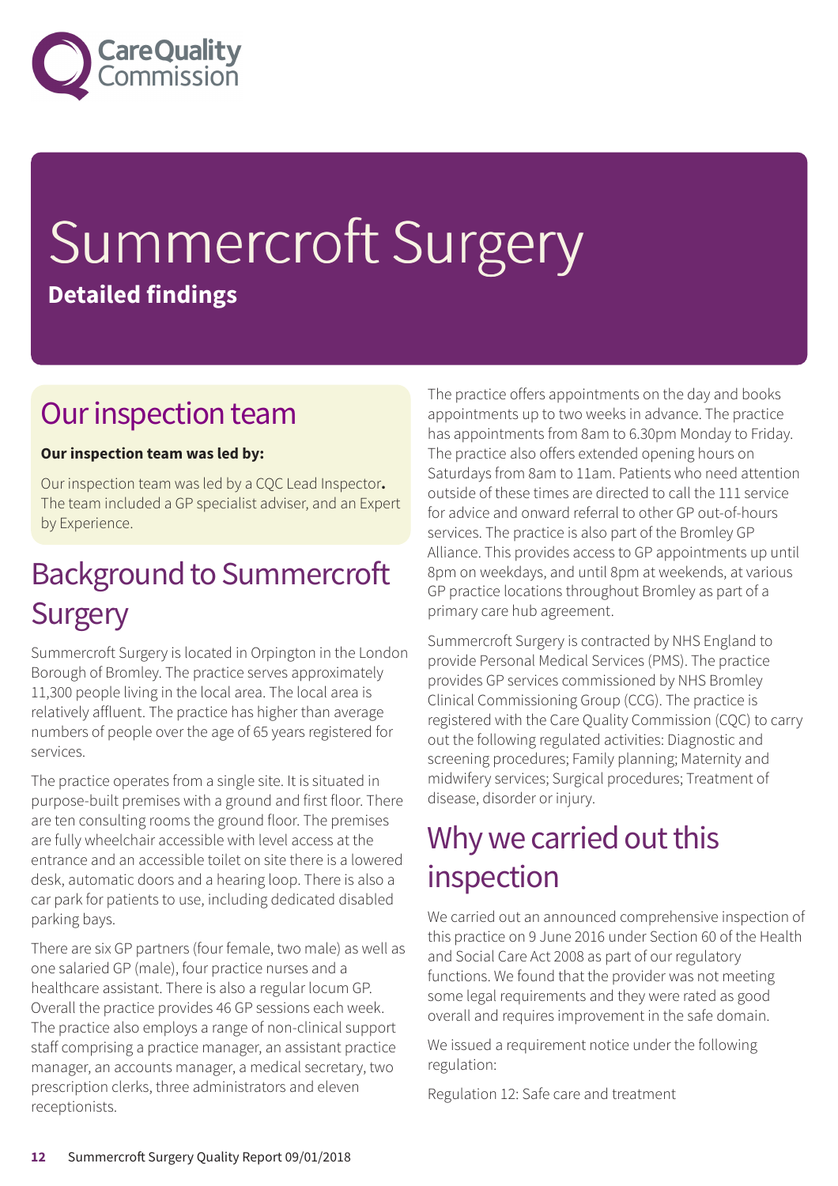# Summercroft Surgery

**Detailed findings**

## Our inspection team

**Our inspection team was led by:**

Our inspection team was led by a CQC Lead Inspector**.** The team included a GP specialist adviser, and an Expert by Experience.

## Background to Summercroft Surgery

Summercroft Surgery is located in Orpington in the London Borough of Bromley. The practice serves approximately 11,300 people living in the local area. The local area is relatively affluent. The practice has higher than average numbers of people over the age of 65 years registered for services.

The practice operates from a single site. It is situated in purpose-built premises with a ground and first floor. There are ten consulting rooms the ground floor. The premises are fully wheelchair accessible with level access at the entrance and an accessible toilet on site there is a lowered desk, automatic doors and a hearing loop. There is also a car park for patients to use, including dedicated disabled parking bays.

There are six GP partners (four female, two male) as well as one salaried GP (male), four practice nurses and a healthcare assistant. There is also a regular locum GP. Overall the practice provides 46 GP sessions each week. The practice also employs a range of non-clinical support staff comprising a practice manager, an assistant practice manager, an accounts manager, a medical secretary, two prescription clerks, three administrators and eleven receptionists.

The practice offers appointments on the day and books appointments up to two weeks in advance. The practice has appointments from 8am to 6.30pm Monday to Friday. The practice also offers extended opening hours on Saturdays from 8am to 11am. Patients who need attention outside of these times are directed to call the 111 service for advice and onward referral to other GP out-of-hours services. The practice is also part of the Bromley GP Alliance. This provides access to GP appointments up until 8pm on weekdays, and until 8pm at weekends, at various GP practice locations throughout Bromley as part of a primary care hub agreement.

Summercroft Surgery is contracted by NHS England to provide Personal Medical Services (PMS). The practice provides GP services commissioned by NHS Bromley Clinical Commissioning Group (CCG). The practice is registered with the Care Quality Commission (CQC) to carry out the following regulated activities: Diagnostic and screening procedures; Family planning; Maternity and midwifery services; Surgical procedures; Treatment of disease, disorder or injury.

## Why we carried out this inspection

We carried out an announced comprehensive inspection of this practice on 9 June 2016 under Section 60 of the Health and Social Care Act 2008 as part of our regulatory functions. We found that the provider was not meeting some legal requirements and they were rated as good overall and requires improvement in the safe domain.

We issued a requirement notice under the following regulation:

Regulation 12: Safe care and treatment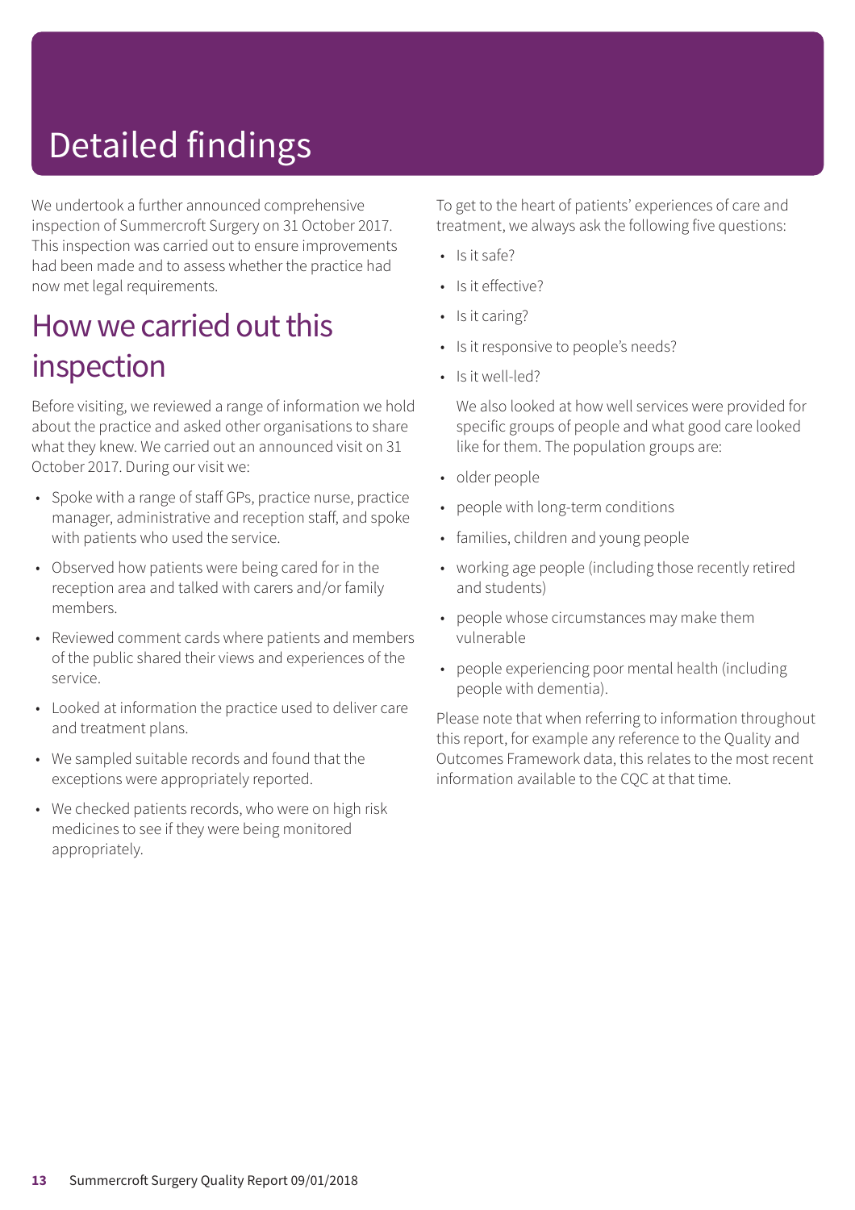# Detailed findings

We undertook a further announced comprehensive inspection of Summercroft Surgery on 31 October 2017. This inspection was carried out to ensure improvements had been made and to assess whether the practice had now met legal requirements.

## How we carried out this inspection

Before visiting, we reviewed a range of information we hold about the practice and asked other organisations to share what they knew. We carried out an announced visit on 31 October 2017. During our visit we:

- Spoke with a range of staff GPs, practice nurse, practice manager, administrative and reception staff, and spoke with patients who used the service.
- Observed how patients were being cared for in the reception area and talked with carers and/or family members.
- Reviewed comment cards where patients and members of the public shared their views and experiences of the service.
- Looked at information the practice used to deliver care and treatment plans.
- We sampled suitable records and found that the exceptions were appropriately reported.
- We checked patients records, who were on high risk medicines to see if they were being monitored appropriately.

To get to the heart of patients' experiences of care and treatment, we always ask the following five questions:

- Is it safe?
- Is it effective?
- Is it caring?
- Is it responsive to people's needs?
- Is it well-led?

We also looked at how well services were provided for specific groups of people and what good care looked like for them. The population groups are:

- older people
- people with long-term conditions
- families, children and young people
- working age people (including those recently retired and students)
- people whose circumstances may make them vulnerable
- people experiencing poor mental health (including people with dementia).

Please note that when referring to information throughout this report, for example any reference to the Quality and Outcomes Framework data, this relates to the most recent information available to the CQC at that time.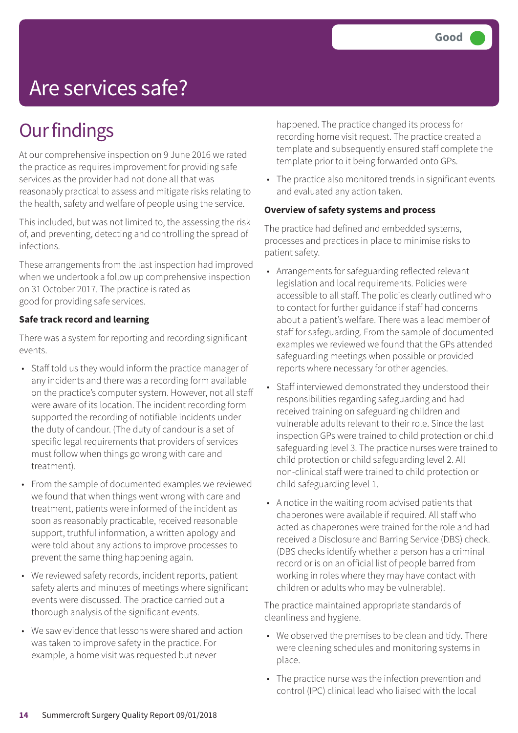Good

# Are services safe?

## Our findings

At our comprehensive inspection on 9 June 2016 we rated the practice as requires improvement for providing safe services as the provider had not done all that was reasonably practical to assess and mitigate risks relating to the health, safety and welfare of people using the service.

This included, but was not limited to, the assessing the risk of, and preventing, detecting and controlling the spread of infections.

These arrangements from the last inspection had improved when we undertook a follow up comprehensive inspection on 31 October 2017. The practice is rated as good for providing safe services.

**Safe track record and learning**

There was a system for reporting and recording significant events.

- Staff told us they would inform the practice manager of any incidents and there was a recording form available on the practice's computer system. However, not all staff were aware of its location. The incident recording form supported the recording of notifiable incidents under the duty of candour. (The duty of candour is a set of specific legal requirements that providers of services must follow when things go wrong with care and treatment).
- From the sample of documented examples we reviewed we found that when things went wrong with care and treatment, patients were informed of the incident as soon as reasonably practicable, received reasonable support, truthful information, a written apology and were told about any actions to improve processes to prevent the same thing happening again.
- We reviewed safety records, incident reports, patient safety alerts and minutes of meetings where significant events were discussed. The practice carried out a thorough analysis of the significant events.
- We saw evidence that lessons were shared and action was taken to improve safety in the practice. For example, a home visit was requested but never happened. The practice changed its process for recording home visit request. The practice created a template and subsequently ensured staff complete the template prior to it being forwarded onto GPs.
- The practice also monitored trends in significant events and evaluated any action taken.

**Overview of safety systems and process**

The practice had defined and embedded systems, processes and practices in place to minimise risks to patient safety.

- Arrangements for safeguarding reflected relevant legislation and local requirements. Policies were accessible to all staff. The policies clearly outlined who to contact for further guidance if staff had concerns about a patient's welfare. There was a lead member of staff for safeguarding. From the sample of documented examples we reviewed we found that the GPs attended safeguarding meetings when possible or provided reports where necessary for other agencies.
- Staff interviewed demonstrated they understood their responsibilities regarding safeguarding and had received training on safeguarding children and vulnerable adults relevant to their role. Since the last inspection GPs were trained to child protection or child safeguarding level 3. The practice nurses were trained to child protection or child safeguarding level 2. All non-clinical staff were trained to child protection or child safeguarding level 1.
- A notice in the waiting room advised patients that chaperones were available if required. All staff who acted as chaperones were trained for the role and had received a Disclosure and Barring Service (DBS) check. (DBS checks identify whether a person has a criminal record or is on an official list of people barred from working in roles where they may have contact with children or adults who may be vulnerable).

The practice maintained appropriate standards of cleanliness and hygiene.

- We observed the premises to be clean and tidy. There were cleaning schedules and monitoring systems in place.
- The practice nurse was the infection prevention and control (IPC) clinical lead who liaised with the local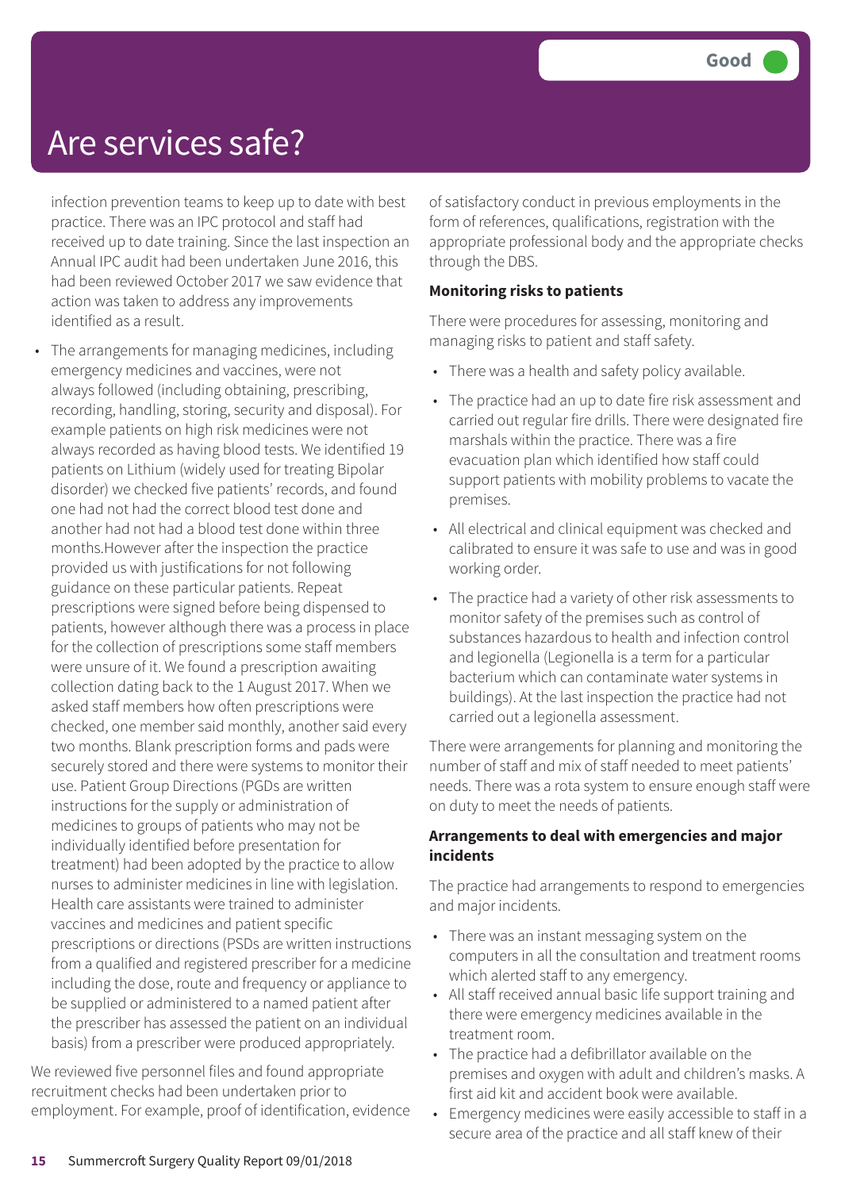# Are services safe?

Good

infection prevention teams to keep up to date with best practice. There was an IPC protocol and staff had received up to date training. Since the last inspection an Annual IPC audit had been undertaken June 2016, this had been reviewed October 2017 we saw evidence that action was taken to address any improvements identified as a result.

- The arrangements for managing medicines, including emergency medicines and vaccines, were not always followed (including obtaining, prescribing, recording, handling, storing, security and disposal). For example patients on high risk medicines were not always recorded as having blood tests. We identified 19 patients on Lithium (widely used for treating Bipolar disorder) we checked five patients' records, and found one had not had the correct blood test done and another had not had a blood test done within three months.However after the inspection the practice provided us with justifications for not following guidance on these particular patients. Repeat prescriptions were signed before being dispensed to patients, however although there was a process in place for the collection of prescriptions some staff members were unsure of it. We found a prescription awaiting collection dating back to the 1 August 2017. When we asked staff members how often prescriptions were checked, one member said monthly, another said every two months. Blank prescription forms and pads were securely stored and there were systems to monitor their use. Patient Group Directions (PGDs are written instructions for the supply or administration of medicines to groups of patients who may not be individually identified before presentation for treatment) had been adopted by the practice to allow nurses to administer medicines in line with legislation. Health care assistants were trained to administer vaccines and medicines and patient specific prescriptions or directions (PSDs are written instructions from a qualified and registered prescriber for a medicine including the dose, route and frequency or appliance to be supplied or administered to a named patient after the prescriber has assessed the patient on an individual basis) from a prescriber were produced appropriately.

We reviewed five personnel files and found appropriate recruitment checks had been undertaken prior to employment. For example, proof of identification, evidence of satisfactory conduct in previous employments in the form of references, qualifications, registration with the appropriate professional body and the appropriate checks through the DBS.

**Monitoring risks to patients**

There were procedures for assessing, monitoring and managing risks to patient and staff safety.

- There was a health and safety policy available.
- The practice had an up to date fire risk assessment and carried out regular fire drills. There were designated fire marshals within the practice. There was a fire evacuation plan which identified how staff could support patients with mobility problems to vacate the premises.
- All electrical and clinical equipment was checked and calibrated to ensure it was safe to use and was in good working order.
- The practice had a variety of other risk assessments to monitor safety of the premises such as control of substances hazardous to health and infection control and legionella (Legionella is a term for a particular bacterium which can contaminate water systems in buildings). At the last inspection the practice had not carried out a legionella assessment.

There were arrangements for planning and monitoring the number of staff and mix of staff needed to meet patients' needs. There was a rota system to ensure enough staff were on duty to meet the needs of patients.

**Arrangements to deal with emergencies and major incidents**

The practice had arrangements to respond to emergencies and major incidents.

- There was an instant messaging system on the computers in all the consultation and treatment rooms which alerted staff to any emergency.
- All staff received annual basic life support training and there were emergency medicines available in the treatment room.
- The practice had a defibrillator available on the premises and oxygen with adult and children's masks. A first aid kit and accident book were available.
- Emergency medicines were easily accessible to staff in a secure area of the practice and all staff knew of their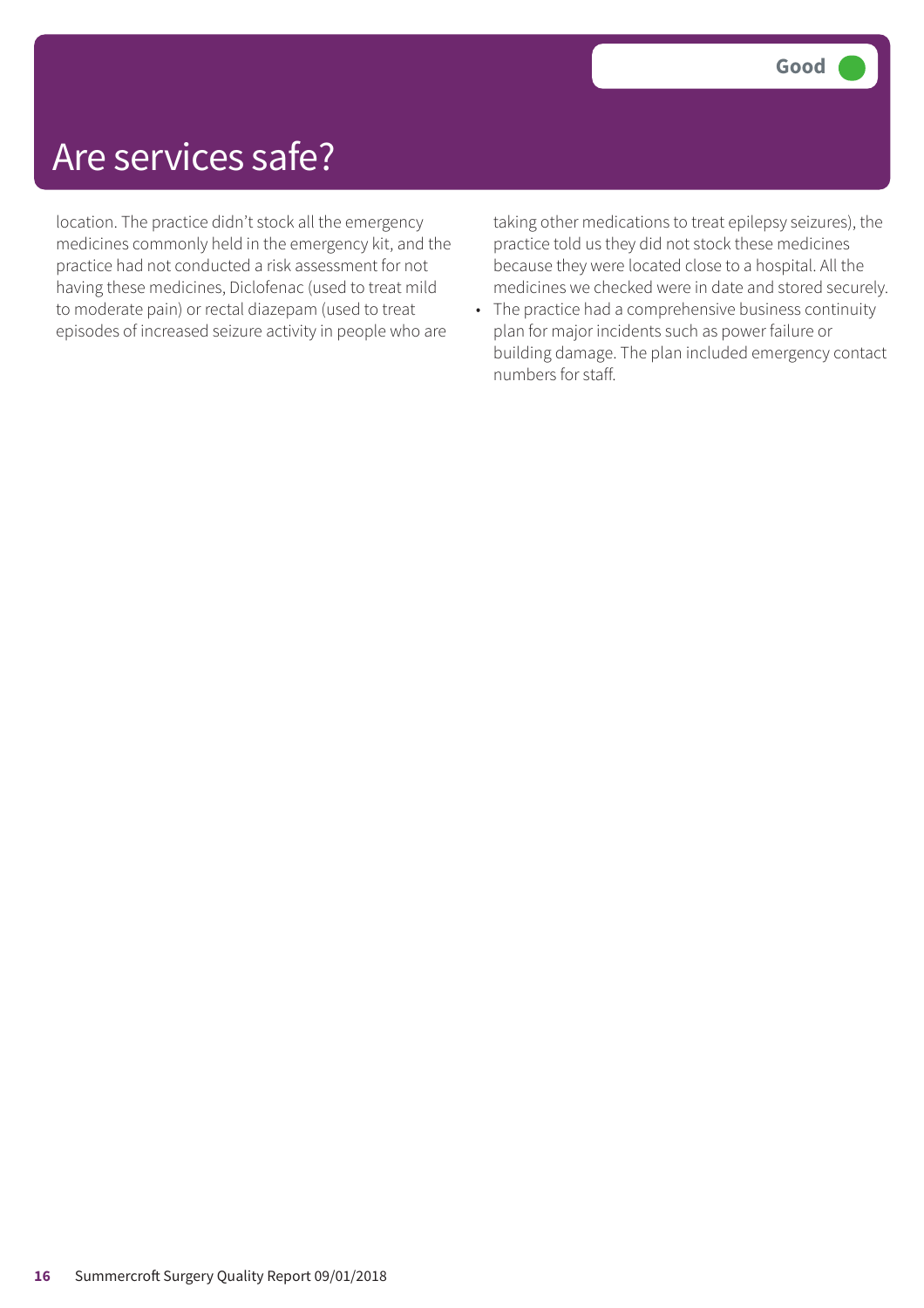# Are services safe?

**Good**

location. The practice didn't stock all the emergency medicines commonly held in the emergency kit, and the practice had not conducted a risk assessment for not having these medicines, Diclofenac (used to treat mild to moderate pain) or rectal diazepam (used to treat episodes of increased seizure activity in people who are taking other medications to treat epilepsy seizures), the practice told us they did not stock these medicines because they were located close to a hospital. All the medicines we checked were in date and stored securely.

- The practice had a comprehensive business continuity plan for major incidents such as power failure or building damage. The plan included emergency contact numbers for staff.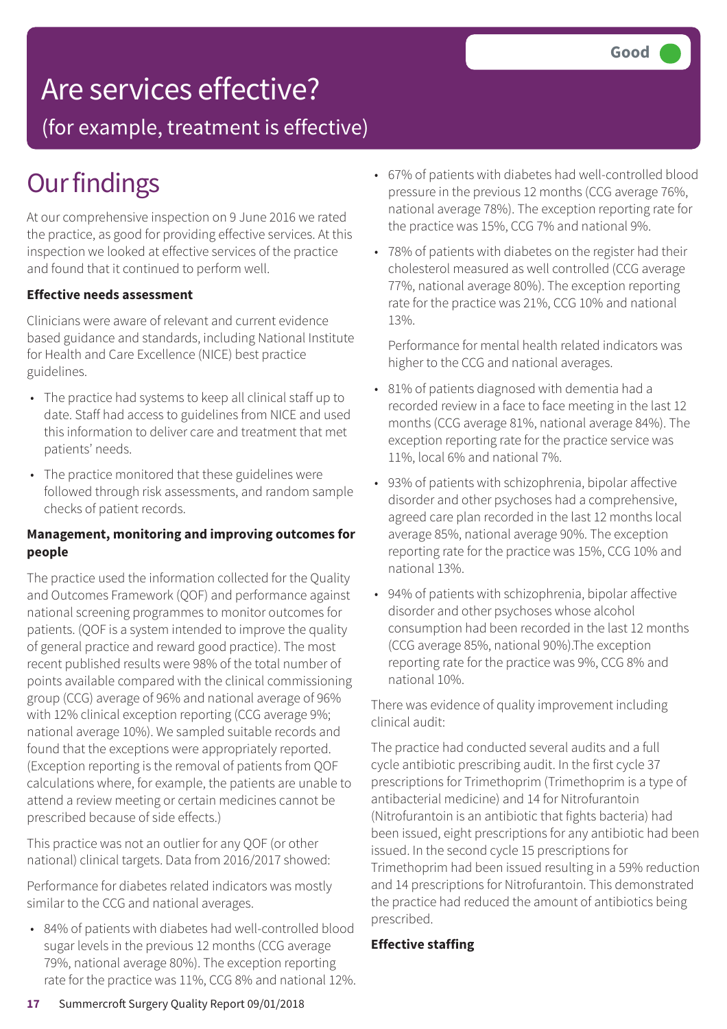# Are services effective?

## (for example, treatment is effective)

**Good**

# Our findings

At our comprehensive inspection on 9 June 2016 we rated the practice, as good for providing effective services. At this inspection we looked at effective services of the practice and found that it continued to perform well.

**Effective needs assessment**

Clinicians were aware of relevant and current evidence based guidance and standards, including National Institute for Health and Care Excellence (NICE) best practice guidelines.

- The practice had systems to keep all clinical staff up to date. Staff had access to guidelines from NICE and used this information to deliver care and treatment that met patients' needs.
- The practice monitored that these guidelines were followed through risk assessments, and random sample checks of patient records.

**Management, monitoring and improving outcomes for people**

The practice used the information collected for the Quality and Outcomes Framework (QOF) and performance against national screening programmes to monitor outcomes for patients. (QOF is a system intended to improve the quality of general practice and reward good practice). The most recent published results were 98% of the total number of points available compared with the clinical commissioning group (CCG) average of 96% and national average of 96% with 12% clinical exception reporting (CCG average 9%; national average 10%). We sampled suitable records and found that the exceptions were appropriately reported. (Exception reporting is the removal of patients from QOF calculations where, for example, the patients are unable to attend a review meeting or certain medicines cannot be prescribed because of side effects.)

This practice was not an outlier for any QOF (or other national) clinical targets. Data from 2016/2017 showed:

Performance for diabetes related indicators was mostly similar to the CCG and national averages.

- 84% of patients with diabetes had well-controlled blood sugar levels in the previous 12 months (CCG average 79%, national average 80%). The exception reporting rate for the practice was 11%, CCG 8% and national 12%.
- 67% of patients with diabetes had well-controlled blood pressure in the previous 12 months (CCG average 76%, national average 78%). The exception reporting rate for the practice was 15%, CCG 7% and national 9%.
- 78% of patients with diabetes on the register had their cholesterol measured as well controlled (CCG average 77%, national average 80%). The exception reporting rate for the practice was 21%, CCG 10% and national 13%.

  Performance for mental health related indicators was higher to the CCG and national averages.

- 81% of patients diagnosed with dementia had a recorded review in a face to face meeting in the last 12 months (CCG average 81%, national average 84%). The exception reporting rate for the practice service was 11%, local 6% and national 7%.
- 93% of patients with schizophrenia, bipolar affective disorder and other psychoses had a comprehensive, agreed care plan recorded in the last 12 months local average 85%, national average 90%. The exception reporting rate for the practice was 15%, CCG 10% and national 13%.
- 94% of patients with schizophrenia, bipolar affective disorder and other psychoses whose alcohol consumption had been recorded in the last 12 months (CCG average 85%, national 90%).The exception reporting rate for the practice was 9%, CCG 8% and national 10%.

There was evidence of quality improvement including clinical audit:

The practice had conducted several audits and a full cycle antibiotic prescribing audit. In the first cycle 37 prescriptions for Trimethoprim (Trimethoprim is a type of antibacterial medicine) and 14 for Nitrofurantoin (Nitrofurantoin is an antibiotic that fights bacteria) had been issued, eight prescriptions for any antibiotic had been issued. In the second cycle 15 prescriptions for Trimethoprim had been issued resulting in a 59% reduction and 14 prescriptions for Nitrofurantoin. This demonstrated the practice had reduced the amount of antibiotics being prescribed.

**Effective staffing**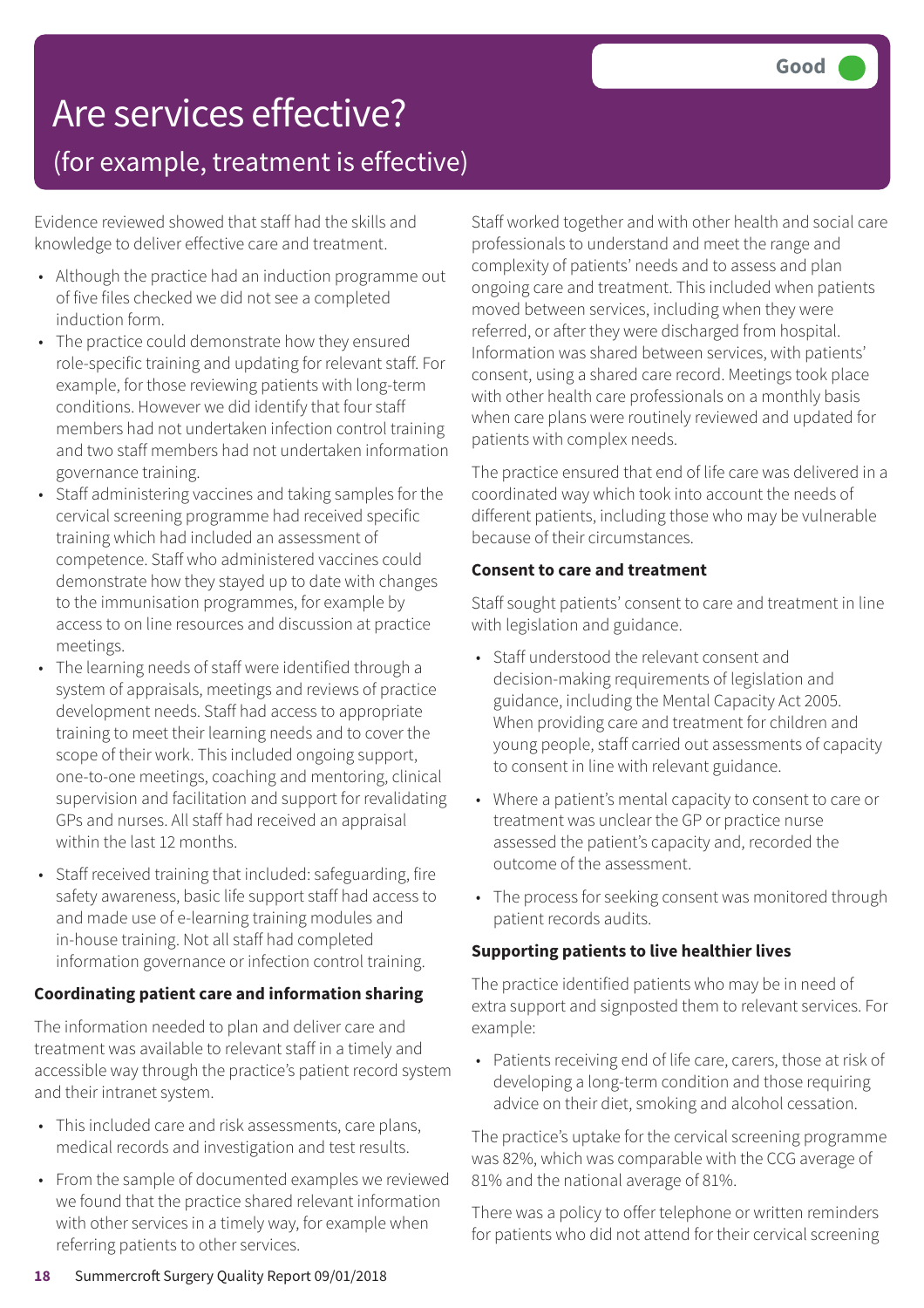# Are services effective?

## (for example, treatment is effective)

**Good**

Evidence reviewed showed that staff had the skills and knowledge to deliver effective care and treatment.

- Although the practice had an induction programme out of five files checked we did not see a completed induction form.
- The practice could demonstrate how they ensured role-specific training and updating for relevant staff. For example, for those reviewing patients with long-term conditions. However we did identify that four staff members had not undertaken infection control training and two staff members had not undertaken information governance training.
- Staff administering vaccines and taking samples for the cervical screening programme had received specific training which had included an assessment of competence. Staff who administered vaccines could demonstrate how they stayed up to date with changes to the immunisation programmes, for example by access to on line resources and discussion at practice meetings.
- The learning needs of staff were identified through a system of appraisals, meetings and reviews of practice development needs. Staff had access to appropriate training to meet their learning needs and to cover the scope of their work. This included ongoing support, one-to-one meetings, coaching and mentoring, clinical supervision and facilitation and support for revalidating GPs and nurses. All staff had received an appraisal within the last 12 months.
- Staff received training that included: safeguarding, fire safety awareness, basic life support staff had access to and made use of e-learning training modules and in-house training. Not all staff had completed information governance or infection control training.

**Coordinating patient care and information sharing**

The information needed to plan and deliver care and treatment was available to relevant staff in a timely and accessible way through the practice's patient record system and their intranet system.

- This included care and risk assessments, care plans, medical records and investigation and test results.
- From the sample of documented examples we reviewed we found that the practice shared relevant information with other services in a timely way, for example when referring patients to other services.

Staff worked together and with other health and social care professionals to understand and meet the range and complexity of patients' needs and to assess and plan ongoing care and treatment. This included when patients moved between services, including when they were referred, or after they were discharged from hospital. Information was shared between services, with patients' consent, using a shared care record. Meetings took place with other health care professionals on a monthly basis when care plans were routinely reviewed and updated for patients with complex needs.

The practice ensured that end of life care was delivered in a coordinated way which took into account the needs of different patients, including those who may be vulnerable because of their circumstances.

**Consent to care and treatment**

Staff sought patients' consent to care and treatment in line with legislation and guidance.

- Staff understood the relevant consent and decision-making requirements of legislation and guidance, including the Mental Capacity Act 2005. When providing care and treatment for children and young people, staff carried out assessments of capacity to consent in line with relevant guidance.
- Where a patient's mental capacity to consent to care or treatment was unclear the GP or practice nurse assessed the patient's capacity and, recorded the outcome of the assessment.
- The process for seeking consent was monitored through patient records audits.

**Supporting patients to live healthier lives**

The practice identified patients who may be in need of extra support and signposted them to relevant services. For example:

- Patients receiving end of life care, carers, those at risk of developing a long-term condition and those requiring advice on their diet, smoking and alcohol cessation.

The practice's uptake for the cervical screening programme was 82%, which was comparable with the CCG average of 81% and the national average of 81%.

There was a policy to offer telephone or written reminders for patients who did not attend for their cervical screening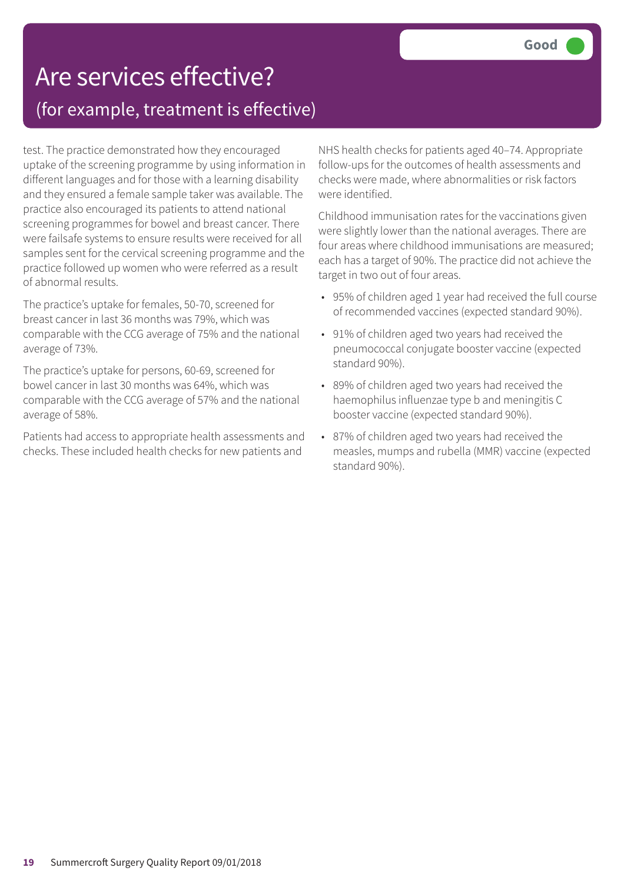# Are services effective?

## (for example, treatment is effective)

**Good**

test. The practice demonstrated how they encouraged uptake of the screening programme by using information in different languages and for those with a learning disability and they ensured a female sample taker was available. The practice also encouraged its patients to attend national screening programmes for bowel and breast cancer. There were failsafe systems to ensure results were received for all samples sent for the cervical screening programme and the practice followed up women who were referred as a result of abnormal results.

The practice's uptake for females, 50-70, screened for breast cancer in last 36 months was 79%, which was comparable with the CCG average of 75% and the national average of 73%.

The practice's uptake for persons, 60-69, screened for bowel cancer in last 30 months was 64%, which was comparable with the CCG average of 57% and the national average of 58%.

Patients had access to appropriate health assessments and checks. These included health checks for new patients and NHS health checks for patients aged 40–74. Appropriate follow-ups for the outcomes of health assessments and checks were made, where abnormalities or risk factors were identified.

Childhood immunisation rates for the vaccinations given were slightly lower than the national averages. There are four areas where childhood immunisations are measured; each has a target of 90%. The practice did not achieve the target in two out of four areas.

- 95% of children aged 1 year had received the full course of recommended vaccines (expected standard 90%).
- 91% of children aged two years had received the pneumococcal conjugate booster vaccine (expected standard 90%).
- 89% of children aged two years had received the haemophilus influenzae type b and meningitis C booster vaccine (expected standard 90%).
- 87% of children aged two years had received the measles, mumps and rubella (MMR) vaccine (expected standard 90%).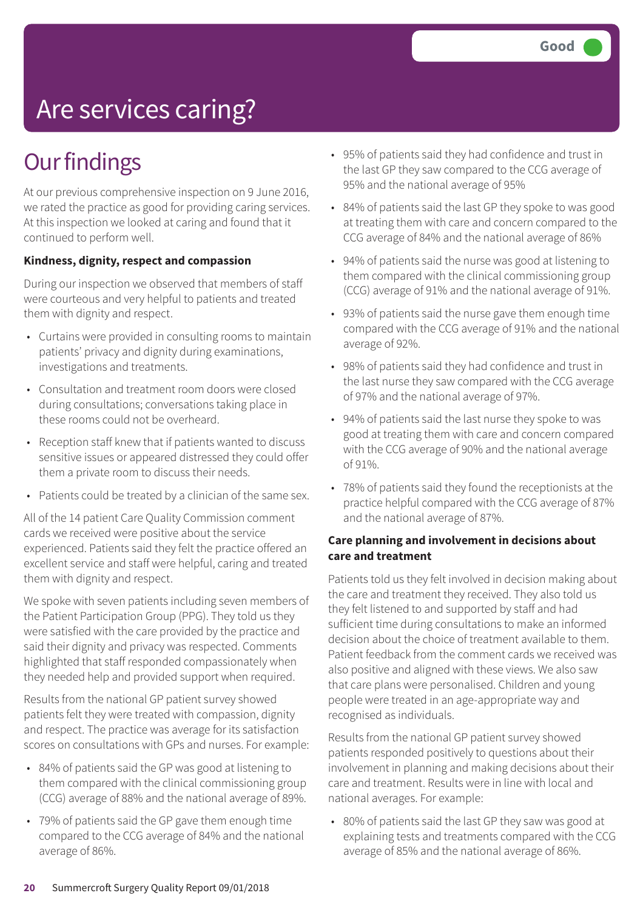# Are services caring?

Good

## Our findings

At our previous comprehensive inspection on 9 June 2016, we rated the practice as good for providing caring services. At this inspection we looked at caring and found that it continued to perform well.

**Kindness, dignity, respect and compassion**

During our inspection we observed that members of staff were courteous and very helpful to patients and treated them with dignity and respect.

- Curtains were provided in consulting rooms to maintain patients' privacy and dignity during examinations, investigations and treatments.
- Consultation and treatment room doors were closed during consultations; conversations taking place in these rooms could not be overheard.
- Reception staff knew that if patients wanted to discuss sensitive issues or appeared distressed they could offer them a private room to discuss their needs.
- Patients could be treated by a clinician of the same sex.

All of the 14 patient Care Quality Commission comment cards we received were positive about the service experienced. Patients said they felt the practice offered an excellent service and staff were helpful, caring and treated them with dignity and respect.

We spoke with seven patients including seven members of the Patient Participation Group (PPG). They told us they were satisfied with the care provided by the practice and said their dignity and privacy was respected. Comments highlighted that staff responded compassionately when they needed help and provided support when required.

Results from the national GP patient survey showed patients felt they were treated with compassion, dignity and respect. The practice was average for its satisfaction scores on consultations with GPs and nurses. For example:

- 84% of patients said the GP was good at listening to them compared with the clinical commissioning group (CCG) average of 88% and the national average of 89%.
- 79% of patients said the GP gave them enough time compared to the CCG average of 84% and the national average of 86%.
- 95% of patients said they had confidence and trust in the last GP they saw compared to the CCG average of 95% and the national average of 95%
- 84% of patients said the last GP they spoke to was good at treating them with care and concern compared to the CCG average of 84% and the national average of 86%
- 94% of patients said the nurse was good at listening to them compared with the clinical commissioning group (CCG) average of 91% and the national average of 91%.
- 93% of patients said the nurse gave them enough time compared with the CCG average of 91% and the national average of 92%.
- 98% of patients said they had confidence and trust in the last nurse they saw compared with the CCG average of 97% and the national average of 97%.
- 94% of patients said the last nurse they spoke to was good at treating them with care and concern compared with the CCG average of 90% and the national average of 91%.
- 78% of patients said they found the receptionists at the practice helpful compared with the CCG average of 87% and the national average of 87%.

**Care planning and involvement in decisions about care and treatment**

Patients told us they felt involved in decision making about the care and treatment they received. They also told us they felt listened to and supported by staff and had sufficient time during consultations to make an informed decision about the choice of treatment available to them. Patient feedback from the comment cards we received was also positive and aligned with these views. We also saw that care plans were personalised. Children and young people were treated in an age-appropriate way and recognised as individuals.

Results from the national GP patient survey showed patients responded positively to questions about their involvement in planning and making decisions about their care and treatment. Results were in line with local and national averages. For example:

- 80% of patients said the last GP they saw was good at explaining tests and treatments compared with the CCG average of 85% and the national average of 86%.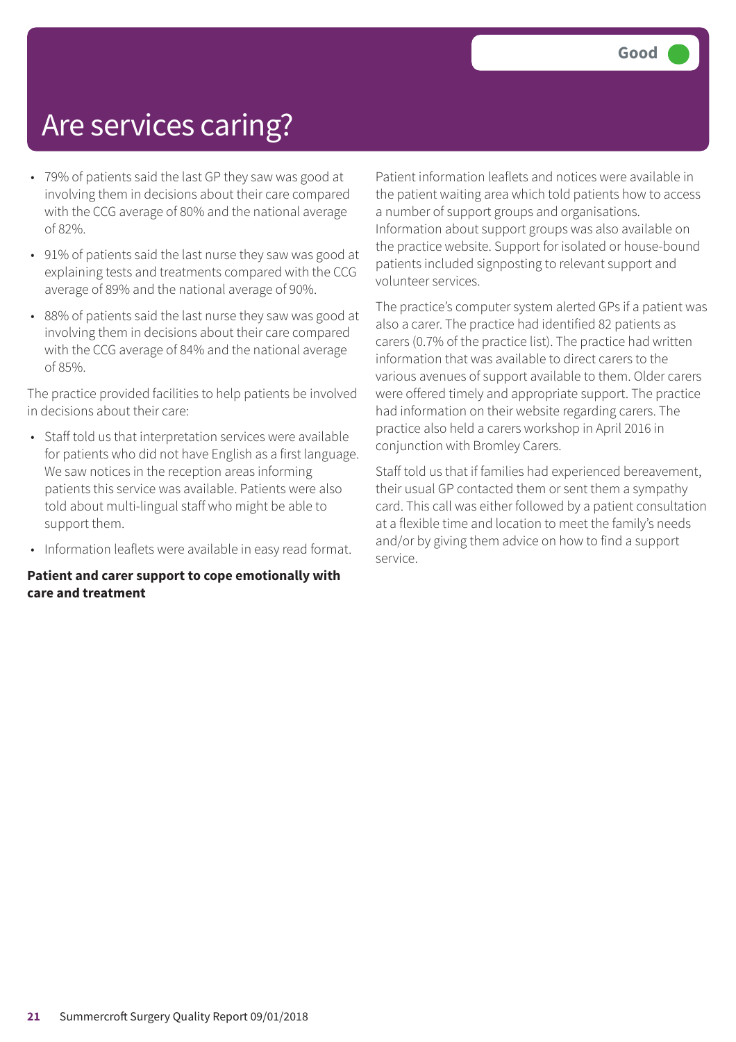# Are services caring?

Good

- 79% of patients said the last GP they saw was good at involving them in decisions about their care compared with the CCG average of 80% and the national average of 82%.
- 91% of patients said the last nurse they saw was good at explaining tests and treatments compared with the CCG average of 89% and the national average of 90%.
- 88% of patients said the last nurse they saw was good at involving them in decisions about their care compared with the CCG average of 84% and the national average of 85%.

The practice provided facilities to help patients be involved in decisions about their care:

- Staff told us that interpretation services were available for patients who did not have English as a first language. We saw notices in the reception areas informing patients this service was available. Patients were also told about multi-lingual staff who might be able to support them.
- Information leaflets were available in easy read format.

**Patient and carer support to cope emotionally with care and treatment**

Patient information leaflets and notices were available in the patient waiting area which told patients how to access a number of support groups and organisations. Information about support groups was also available on the practice website. Support for isolated or house-bound patients included signposting to relevant support and volunteer services.

The practice's computer system alerted GPs if a patient was also a carer. The practice had identified 82 patients as carers (0.7% of the practice list). The practice had written information that was available to direct carers to the various avenues of support available to them. Older carers were offered timely and appropriate support. The practice had information on their website regarding carers. The practice also held a carers workshop in April 2016 in conjunction with Bromley Carers.

Staff told us that if families had experienced bereavement, their usual GP contacted them or sent them a sympathy card. This call was either followed by a patient consultation at a flexible time and location to meet the family's needs and/or by giving them advice on how to find a support service.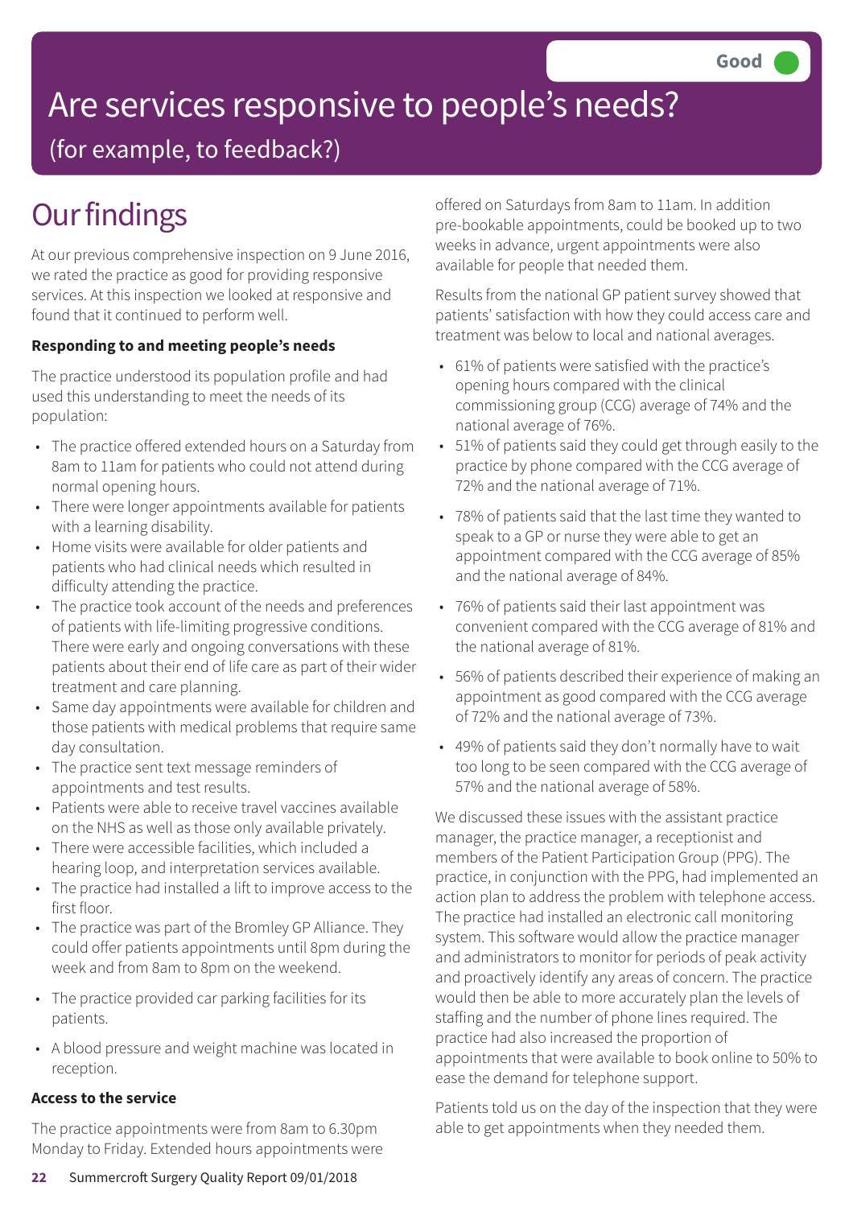# Are services responsive to people's needs?

(for example, to feedback?)

**Good**

## Our findings

At our previous comprehensive inspection on 9 June 2016, we rated the practice as good for providing responsive services. At this inspection we looked at responsive and found that it continued to perform well.

**Responding to and meeting people's needs**

The practice understood its population profile and had used this understanding to meet the needs of its population:

- The practice offered extended hours on a Saturday from 8am to 11am for patients who could not attend during normal opening hours.
- There were longer appointments available for patients with a learning disability.
- Home visits were available for older patients and patients who had clinical needs which resulted in difficulty attending the practice.
- The practice took account of the needs and preferences of patients with life-limiting progressive conditions. There were early and ongoing conversations with these patients about their end of life care as part of their wider treatment and care planning.
- Same day appointments were available for children and those patients with medical problems that require same day consultation.
- The practice sent text message reminders of appointments and test results.
- Patients were able to receive travel vaccines available on the NHS as well as those only available privately.
- There were accessible facilities, which included a hearing loop, and interpretation services available.
- The practice had installed a lift to improve access to the first floor.
- The practice was part of the Bromley GP Alliance. They could offer patients appointments until 8pm during the week and from 8am to 8pm on the weekend.
- The practice provided car parking facilities for its patients.
- A blood pressure and weight machine was located in reception.

**Access to the service**

The practice appointments were from 8am to 6.30pm Monday to Friday. Extended hours appointments were offered on Saturdays from 8am to 11am. In addition pre-bookable appointments, could be booked up to two weeks in advance, urgent appointments were also available for people that needed them.

Results from the national GP patient survey showed that patients' satisfaction with how they could access care and treatment was below to local and national averages.

- 61% of patients were satisfied with the practice's opening hours compared with the clinical commissioning group (CCG) average of 74% and the national average of 76%.
- 51% of patients said they could get through easily to the practice by phone compared with the CCG average of 72% and the national average of 71%.
- 78% of patients said that the last time they wanted to speak to a GP or nurse they were able to get an appointment compared with the CCG average of 85% and the national average of 84%.
- 76% of patients said their last appointment was convenient compared with the CCG average of 81% and the national average of 81%.
- 56% of patients described their experience of making an appointment as good compared with the CCG average of 72% and the national average of 73%.
- 49% of patients said they don't normally have to wait too long to be seen compared with the CCG average of 57% and the national average of 58%.

We discussed these issues with the assistant practice manager, the practice manager, a receptionist and members of the Patient Participation Group (PPG). The practice, in conjunction with the PPG, had implemented an action plan to address the problem with telephone access. The practice had installed an electronic call monitoring system. This software would allow the practice manager and administrators to monitor for periods of peak activity and proactively identify any areas of concern. The practice would then be able to more accurately plan the levels of staffing and the number of phone lines required. The practice had also increased the proportion of appointments that were available to book online to 50% to ease the demand for telephone support.

Patients told us on the day of the inspection that they were able to get appointments when they needed them.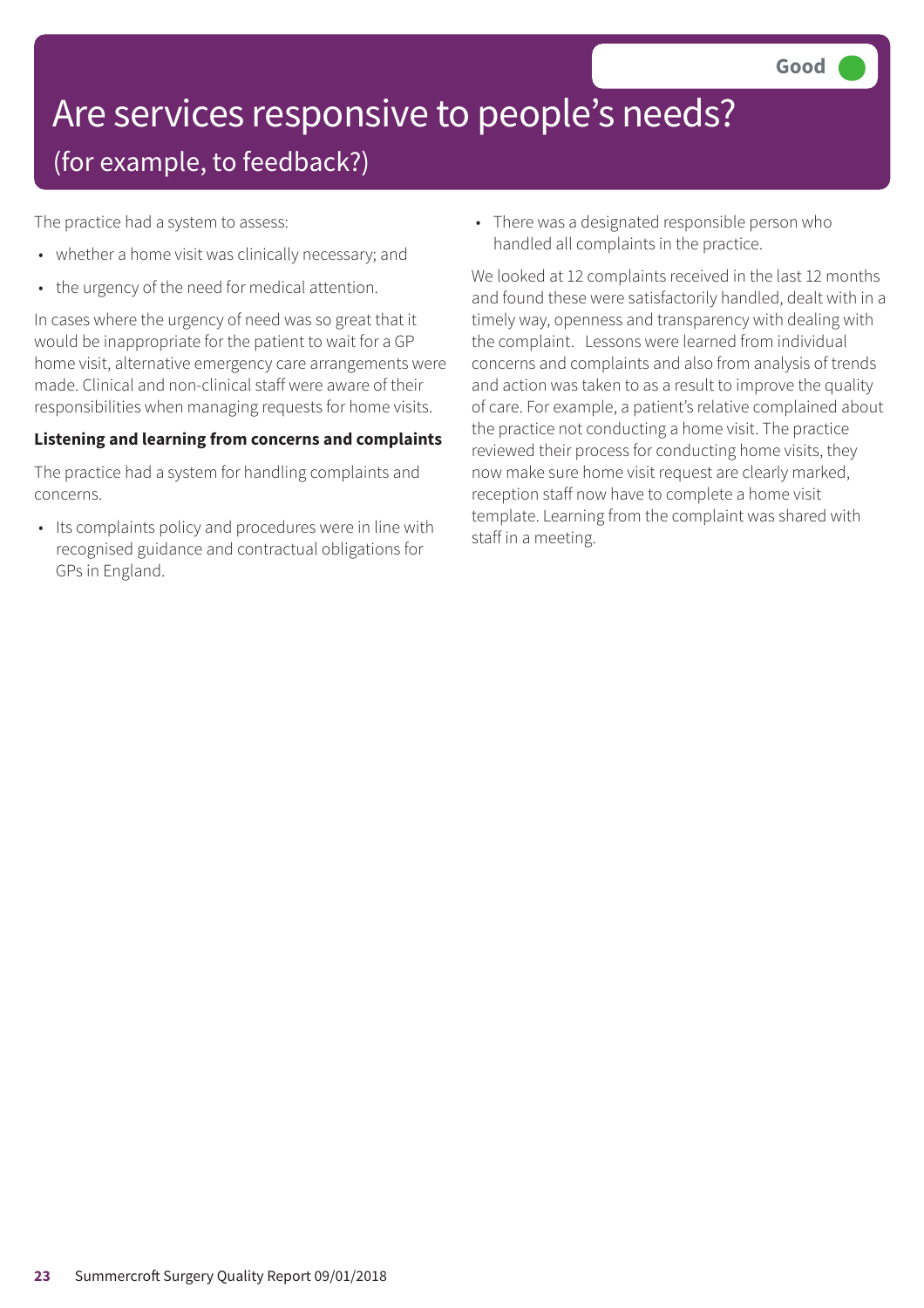# Are services responsive to people's needs?

## (for example, to feedback?)

**Good**

The practice had a system to assess:

- whether a home visit was clinically necessary; and
- the urgency of the need for medical attention.

In cases where the urgency of need was so great that it would be inappropriate for the patient to wait for a GP home visit, alternative emergency care arrangements were made. Clinical and non-clinical staff were aware of their responsibilities when managing requests for home visits.

**Listening and learning from concerns and complaints**

The practice had a system for handling complaints and concerns.

- Its complaints policy and procedures were in line with recognised guidance and contractual obligations for GPs in England.
- There was a designated responsible person who handled all complaints in the practice.

We looked at 12 complaints received in the last 12 months and found these were satisfactorily handled, dealt with in a timely way, openness and transparency with dealing with the complaint. Lessons were learned from individual concerns and complaints and also from analysis of trends and action was taken to as a result to improve the quality of care. For example, a patient's relative complained about the practice not conducting a home visit. The practice reviewed their process for conducting home visits, they now make sure home visit request are clearly marked, reception staff now have to complete a home visit template. Learning from the complaint was shared with staff in a meeting.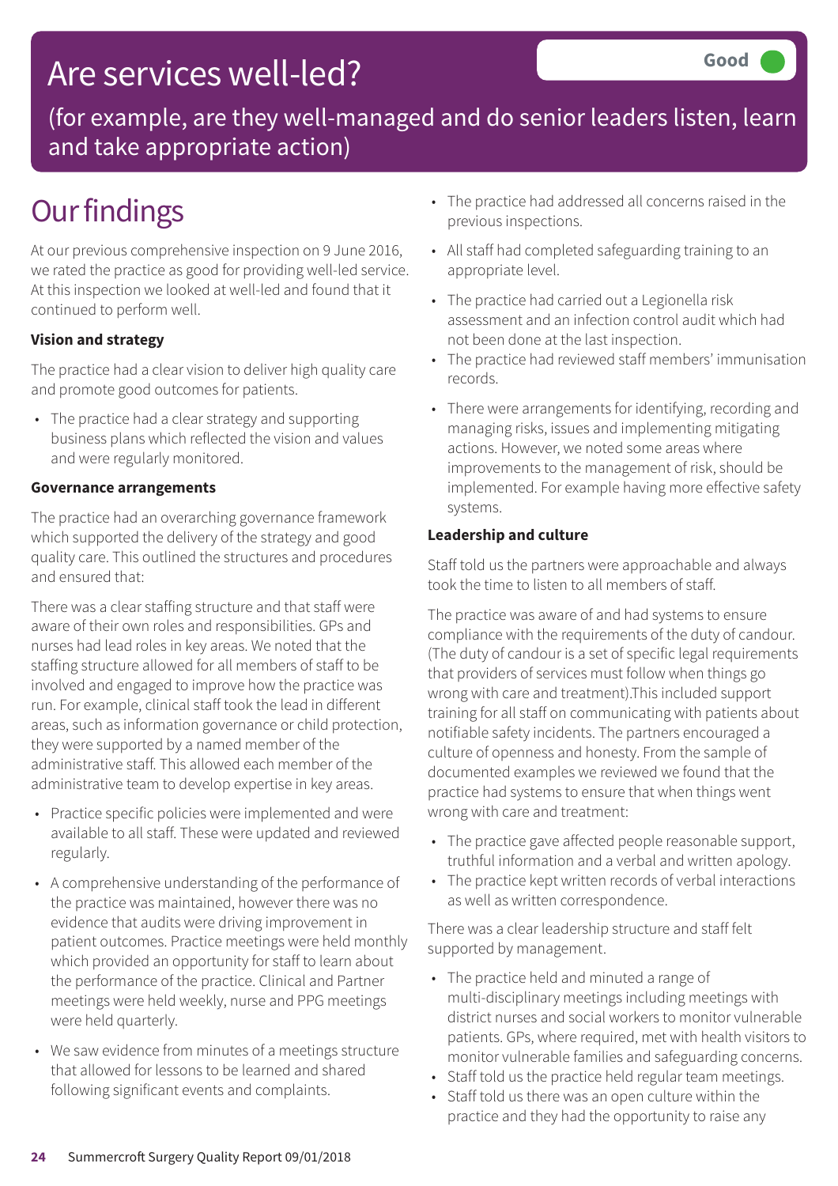# Are services well-led?

## Good

(for example, are they well-managed and do senior leaders listen, learn and take appropriate action)

# Our findings

At our previous comprehensive inspection on 9 June 2016, we rated the practice as good for providing well-led service. At this inspection we looked at well-led and found that it continued to perform well.

**Vision and strategy**

The practice had a clear vision to deliver high quality care and promote good outcomes for patients.

- The practice had a clear strategy and supporting business plans which reflected the vision and values and were regularly monitored.

**Governance arrangements**

The practice had an overarching governance framework which supported the delivery of the strategy and good quality care. This outlined the structures and procedures and ensured that:

There was a clear staffing structure and that staff were aware of their own roles and responsibilities. GPs and nurses had lead roles in key areas. We noted that the staffing structure allowed for all members of staff to be involved and engaged to improve how the practice was run. For example, clinical staff took the lead in different areas, such as information governance or child protection, they were supported by a named member of the administrative staff. This allowed each member of the administrative team to develop expertise in key areas.

- Practice specific policies were implemented and were available to all staff. These were updated and reviewed regularly.
- A comprehensive understanding of the performance of the practice was maintained, however there was no evidence that audits were driving improvement in patient outcomes. Practice meetings were held monthly which provided an opportunity for staff to learn about the performance of the practice. Clinical and Partner meetings were held weekly, nurse and PPG meetings were held quarterly.
- We saw evidence from minutes of a meetings structure that allowed for lessons to be learned and shared following significant events and complaints.
- The practice had addressed all concerns raised in the previous inspections.
- All staff had completed safeguarding training to an appropriate level.
- The practice had carried out a Legionella risk assessment and an infection control audit which had not been done at the last inspection.
- The practice had reviewed staff members' immunisation records.
- There were arrangements for identifying, recording and managing risks, issues and implementing mitigating actions. However, we noted some areas where improvements to the management of risk, should be implemented. For example having more effective safety systems.

**Leadership and culture**

Staff told us the partners were approachable and always took the time to listen to all members of staff.

The practice was aware of and had systems to ensure compliance with the requirements of the duty of candour. (The duty of candour is a set of specific legal requirements that providers of services must follow when things go wrong with care and treatment).This included support training for all staff on communicating with patients about notifiable safety incidents. The partners encouraged a culture of openness and honesty. From the sample of documented examples we reviewed we found that the practice had systems to ensure that when things went wrong with care and treatment:

- The practice gave affected people reasonable support, truthful information and a verbal and written apology.
- The practice kept written records of verbal interactions as well as written correspondence.

There was a clear leadership structure and staff felt supported by management.

- The practice held and minuted a range of multi-disciplinary meetings including meetings with district nurses and social workers to monitor vulnerable patients. GPs, where required, met with health visitors to monitor vulnerable families and safeguarding concerns.
- Staff told us the practice held regular team meetings.
- Staff told us there was an open culture within the practice and they had the opportunity to raise any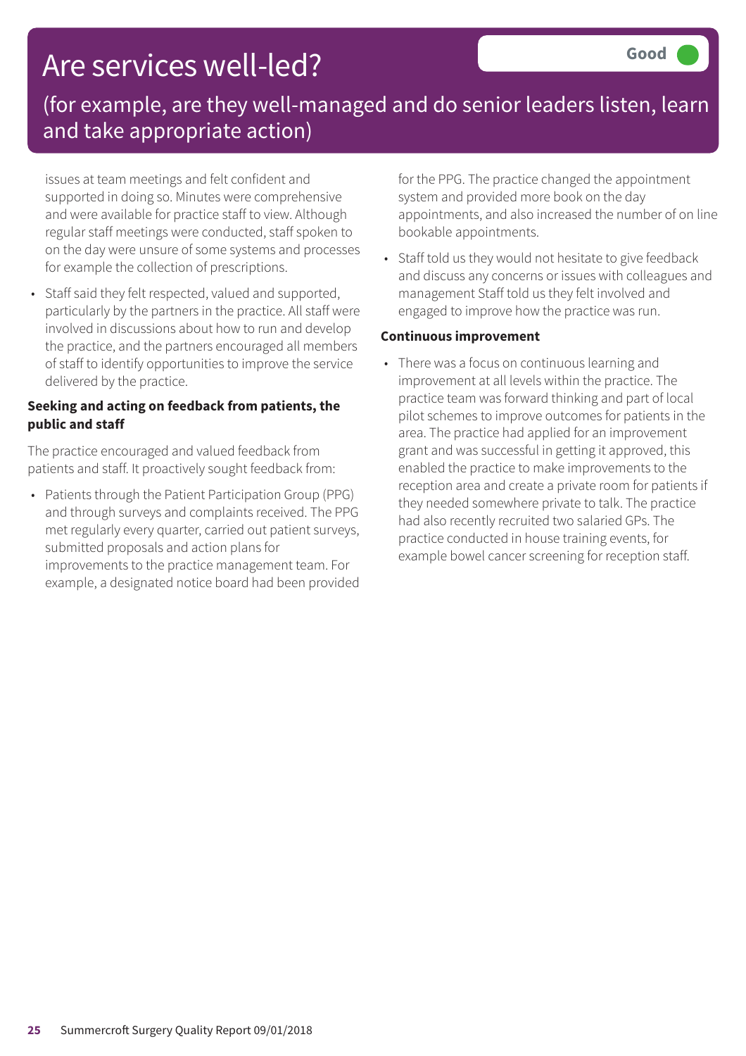# Are services well-led?

## (for example, are they well-managed and do senior leaders listen, learn and take appropriate action)

Good

issues at team meetings and felt confident and supported in doing so. Minutes were comprehensive and were available for practice staff to view. Although regular staff meetings were conducted, staff spoken to on the day were unsure of some systems and processes for example the collection of prescriptions.

- Staff said they felt respected, valued and supported, particularly by the partners in the practice. All staff were involved in discussions about how to run and develop the practice, and the partners encouraged all members of staff to identify opportunities to improve the service delivered by the practice.

**Seeking and acting on feedback from patients, the public and staff**

The practice encouraged and valued feedback from patients and staff. It proactively sought feedback from:

- Patients through the Patient Participation Group (PPG) and through surveys and complaints received. The PPG met regularly every quarter, carried out patient surveys, submitted proposals and action plans for improvements to the practice management team. For example, a designated notice board had been provided for the PPG. The practice changed the appointment system and provided more book on the day appointments, and also increased the number of on line bookable appointments.
- Staff told us they would not hesitate to give feedback and discuss any concerns or issues with colleagues and management Staff told us they felt involved and engaged to improve how the practice was run.

**Continuous improvement**

- There was a focus on continuous learning and improvement at all levels within the practice. The practice team was forward thinking and part of local pilot schemes to improve outcomes for patients in the area. The practice had applied for an improvement grant and was successful in getting it approved, this enabled the practice to make improvements to the reception area and create a private room for patients if they needed somewhere private to talk. The practice had also recently recruited two salaried GPs. The practice conducted in house training events, for example bowel cancer screening for reception staff.